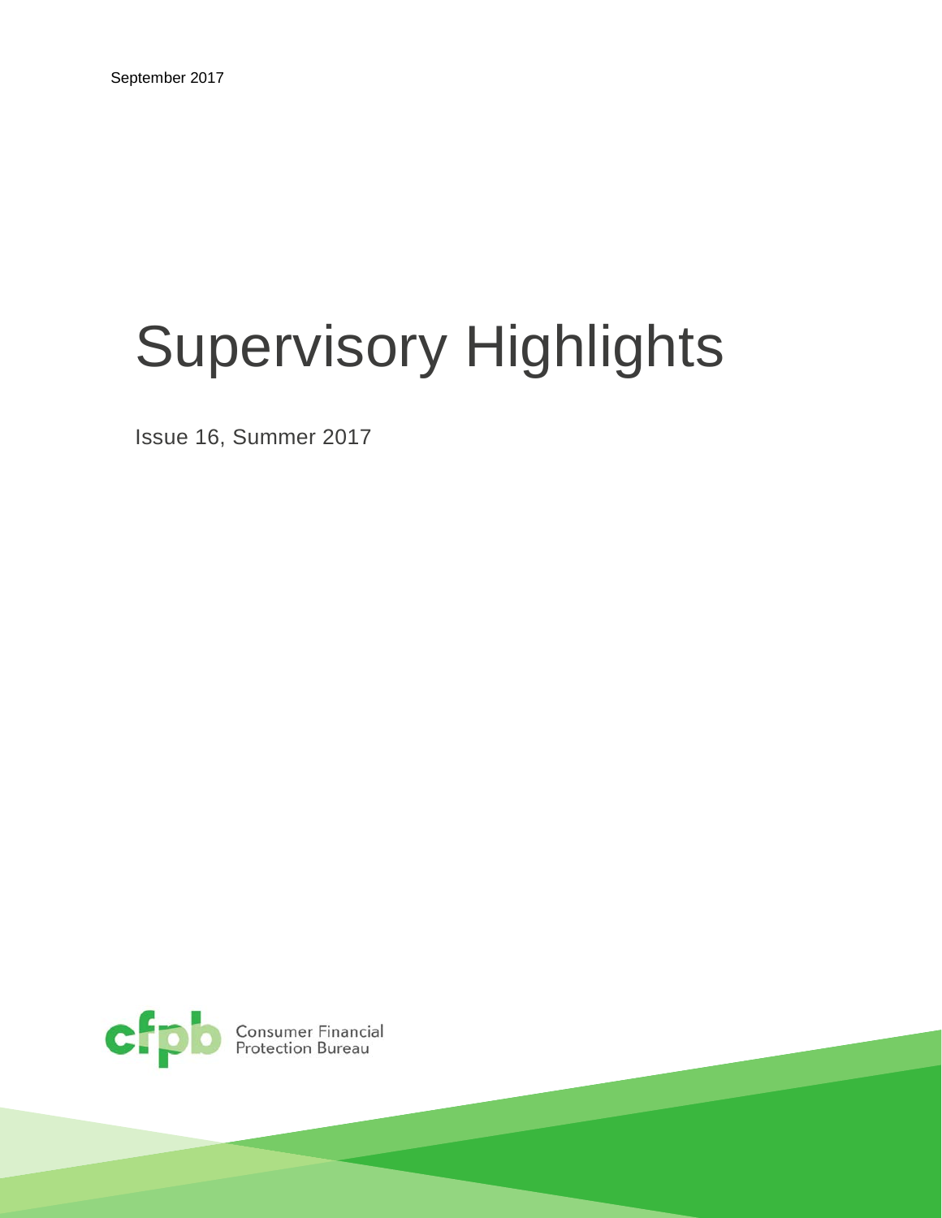September 2017

# Supervisory Highlights

Issue 16, Summer 2017

Consumer Financial Protection Bureau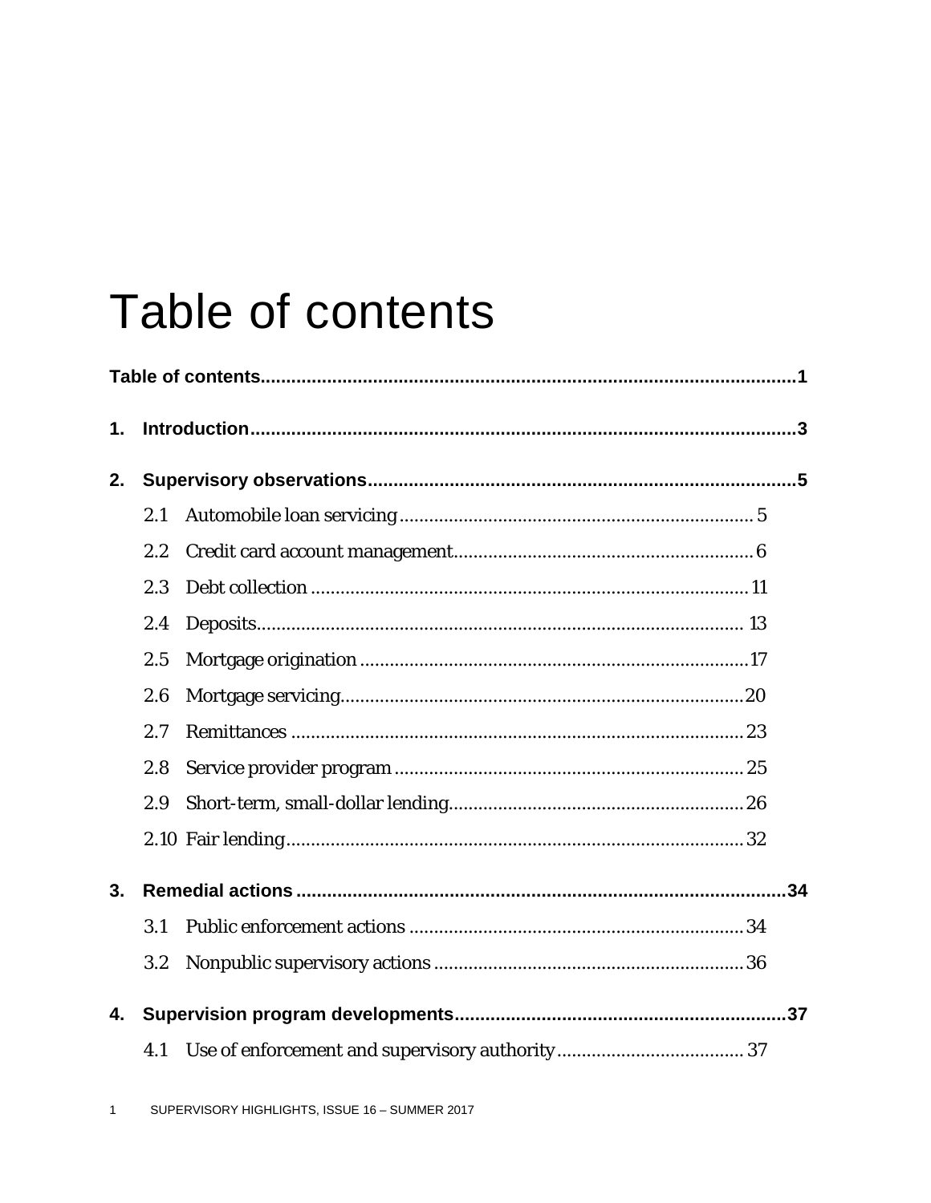# Table of contents

**Table of contents** .......... **1**

**1. Introduction** .......... **3**

**2. Supervisory observations** .......... **5**

- 2.1 Automobile loan servicing .......... 5
- 2.2 Credit card account management .......... 6
- 2.3 Debt collection .......... 11
- 2.4 Deposits .......... 13
- 2.5 Mortgage origination .......... 17
- 2.6 Mortgage servicing .......... 20
- 2.7 Remittances .......... 23
- 2.8 Service provider program .......... 25
- 2.9 Short-term, small-dollar lending .......... 26
- 2.10 Fair lending .......... 32

**3. Remedial actions** .......... **34**

- 3.1 Public enforcement actions .......... 34
- 3.2 Nonpublic supervisory actions .......... 36

**4. Supervision program developments** .......... **37**

- 4.1 Use of enforcement and supervisory authority .......... 37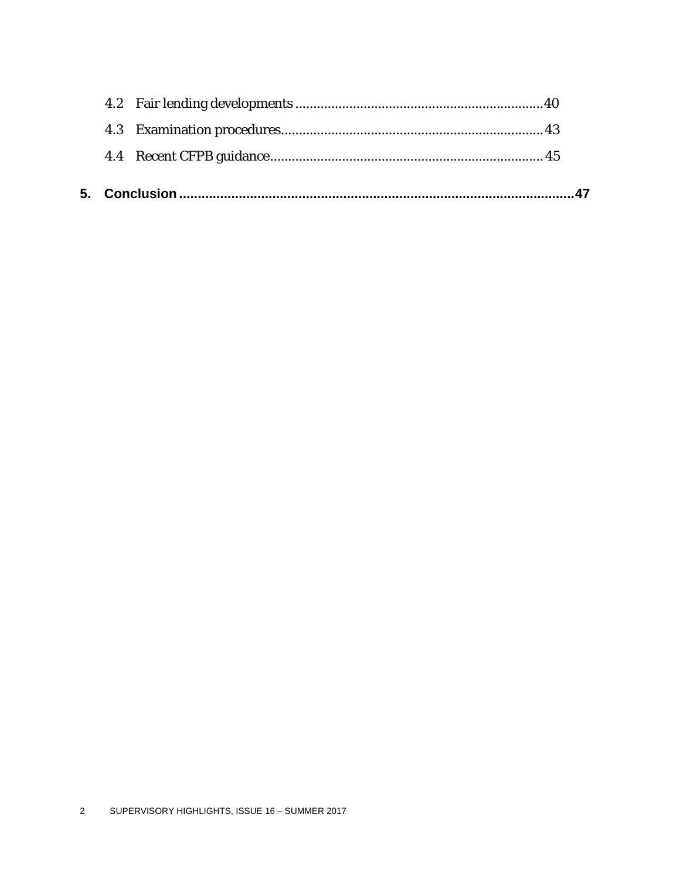4.2 Fair lending developments .......................................................................40

4.3 Examination procedures.............................................................................43

4.4 Recent CFPB guidance................................................................................45

**5. Conclusion .........................................................................................................47**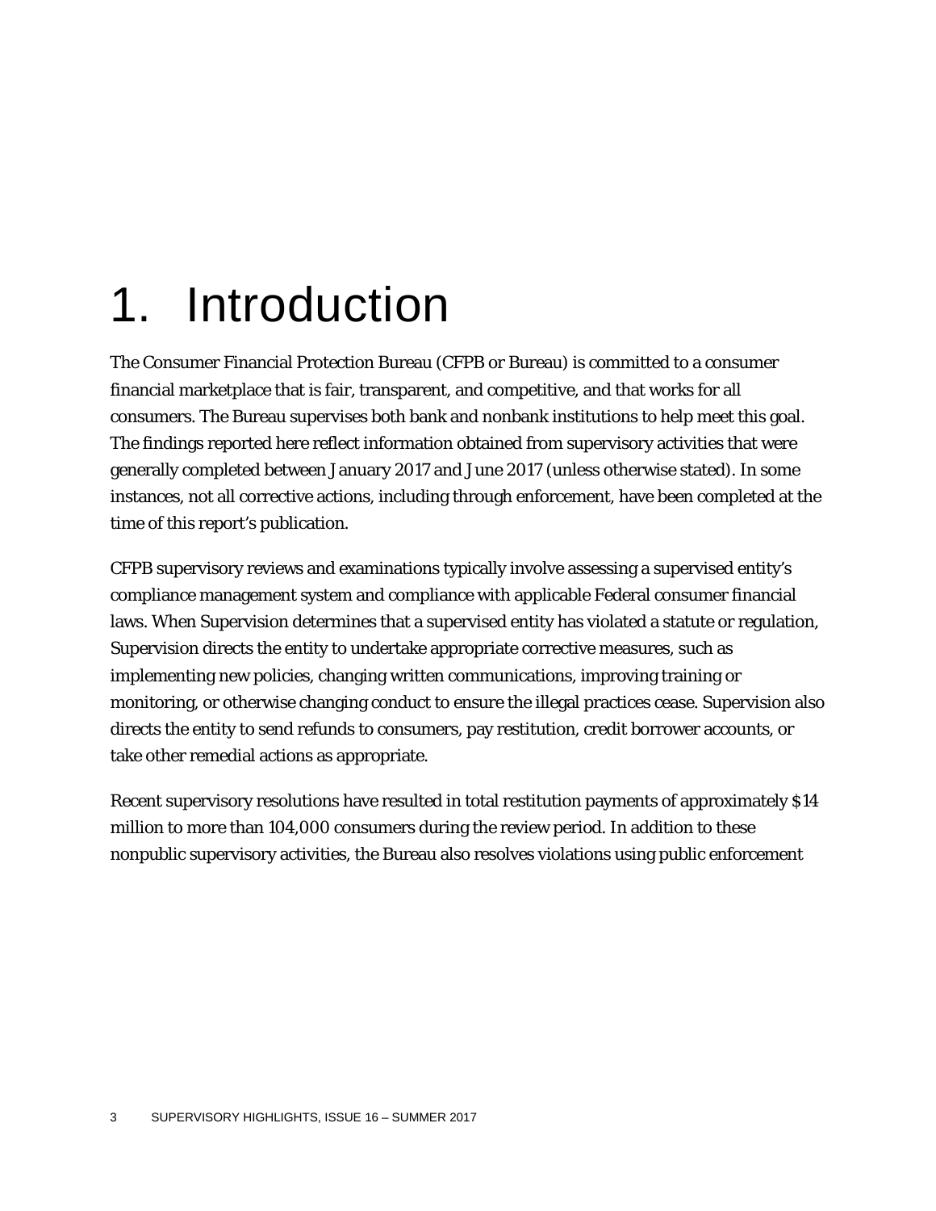# 1. Introduction

The Consumer Financial Protection Bureau (CFPB or Bureau) is committed to a consumer financial marketplace that is fair, transparent, and competitive, and that works for all consumers. The Bureau supervises both bank and nonbank institutions to help meet this goal. The findings reported here reflect information obtained from supervisory activities that were generally completed between January 2017 and June 2017 (unless otherwise stated). In some instances, not all corrective actions, including through enforcement, have been completed at the time of this report's publication.

CFPB supervisory reviews and examinations typically involve assessing a supervised entity's compliance management system and compliance with applicable Federal consumer financial laws. When Supervision determines that a supervised entity has violated a statute or regulation, Supervision directs the entity to undertake appropriate corrective measures, such as implementing new policies, changing written communications, improving training or monitoring, or otherwise changing conduct to ensure the illegal practices cease. Supervision also directs the entity to send refunds to consumers, pay restitution, credit borrower accounts, or take other remedial actions as appropriate.

Recent supervisory resolutions have resulted in total restitution payments of approximately $14 million to more than 104,000 consumers during the review period. In addition to these nonpublic supervisory activities, the Bureau also resolves violations using public enforcement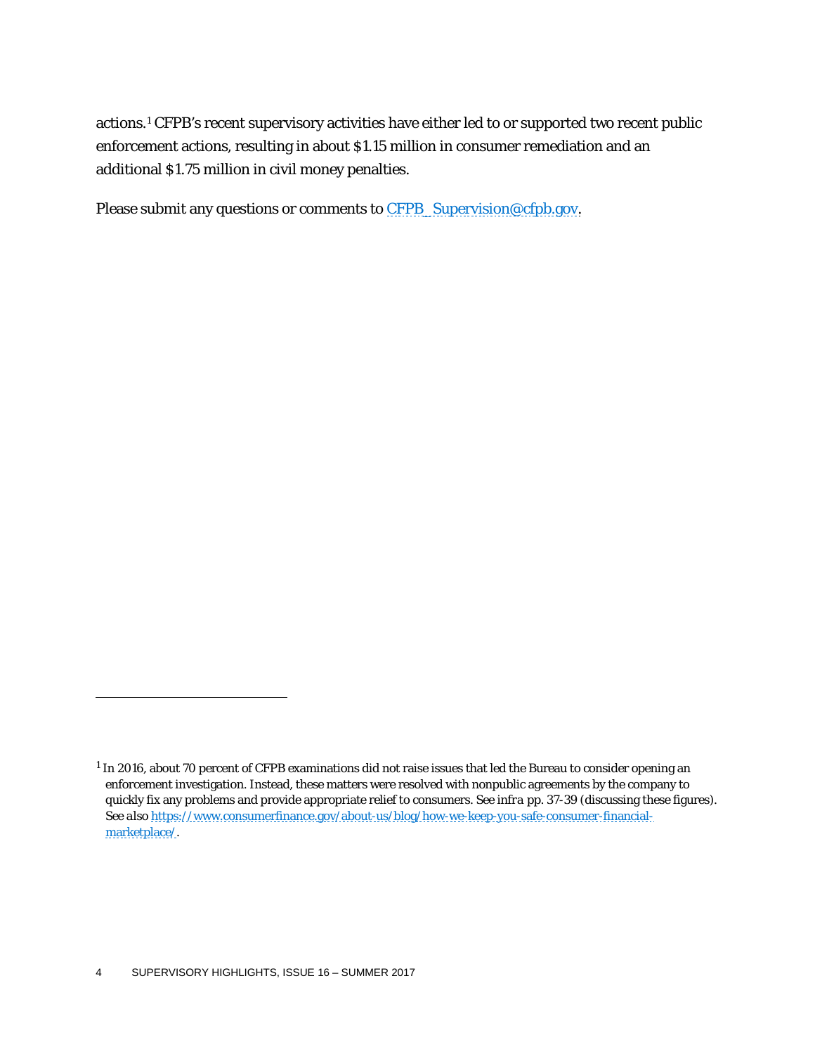actions.[1] CFPB's recent supervisory activities have either led to or supported two recent public enforcement actions, resulting in about $1.15 million in consumer remediation and an additional $1.75 million in civil money penalties.

Please submit any questions or comments to CFPB_Supervision@cfpb.gov.

---

[1] In 2016, about 70 percent of CFPB examinations did not raise issues that led the Bureau to consider opening an enforcement investigation. Instead, these matters were resolved with nonpublic agreements by the company to quickly fix any problems and provide appropriate relief to consumers. *See infra* pp. 37-39 (discussing these figures). *See also* https://www.consumerfinance.gov/about-us/blog/how-we-keep-you-safe-consumer-financial-marketplace/.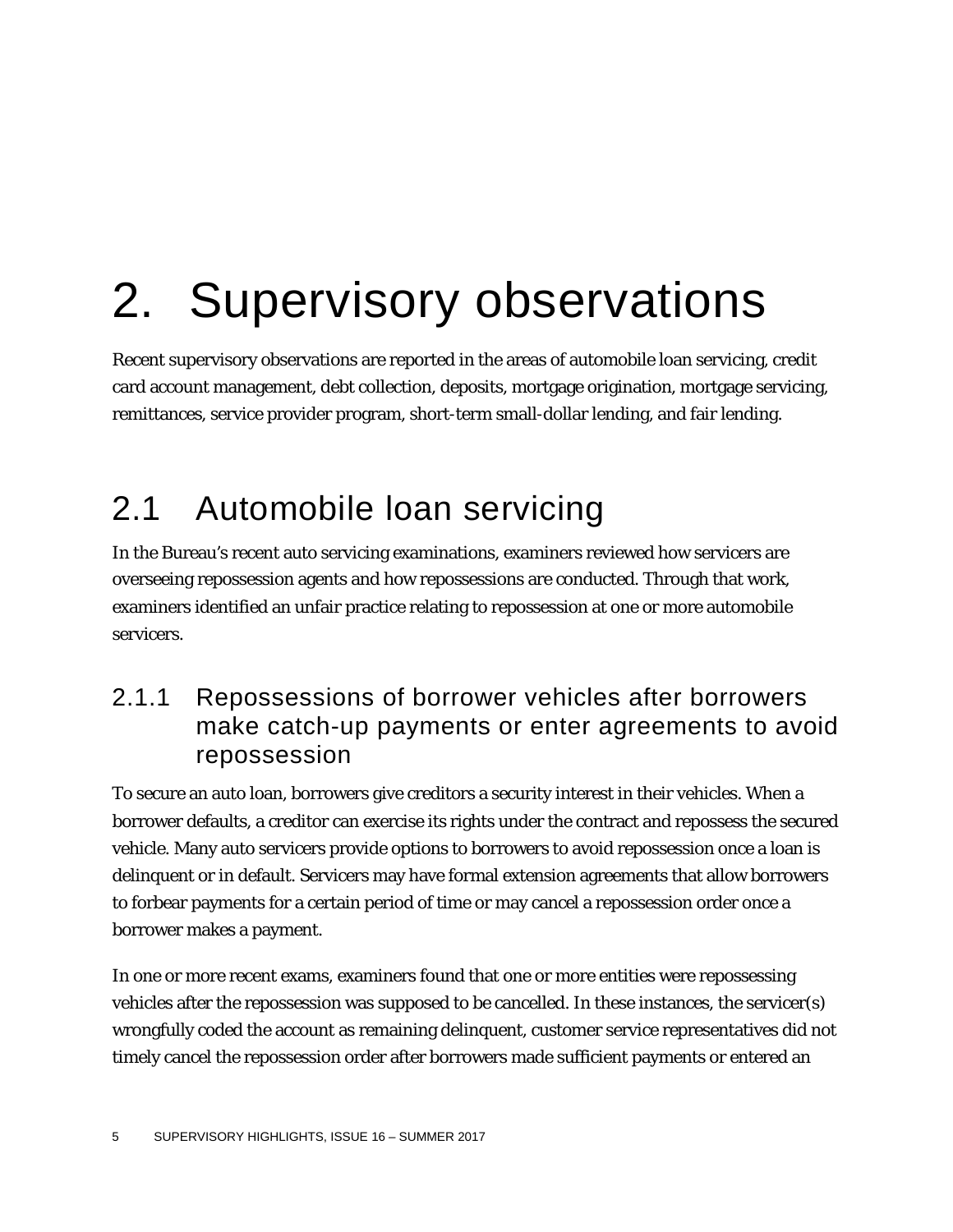# 2. Supervisory observations

Recent supervisory observations are reported in the areas of automobile loan servicing, credit card account management, debt collection, deposits, mortgage origination, mortgage servicing, remittances, service provider program, short-term small-dollar lending, and fair lending.

## 2.1 Automobile loan servicing

In the Bureau's recent auto servicing examinations, examiners reviewed how servicers are overseeing repossession agents and how repossessions are conducted. Through that work, examiners identified an unfair practice relating to repossession at one or more automobile servicers.

### 2.1.1 Repossessions of borrower vehicles after borrowers make catch-up payments or enter agreements to avoid repossession

To secure an auto loan, borrowers give creditors a security interest in their vehicles. When a borrower defaults, a creditor can exercise its rights under the contract and repossess the secured vehicle. Many auto servicers provide options to borrowers to avoid repossession once a loan is delinquent or in default. Servicers may have formal extension agreements that allow borrowers to forbear payments for a certain period of time or may cancel a repossession order once a borrower makes a payment.

In one or more recent exams, examiners found that one or more entities were repossessing vehicles after the repossession was supposed to be cancelled. In these instances, the servicer(s) wrongfully coded the account as remaining delinquent, customer service representatives did not timely cancel the repossession order after borrowers made sufficient payments or entered an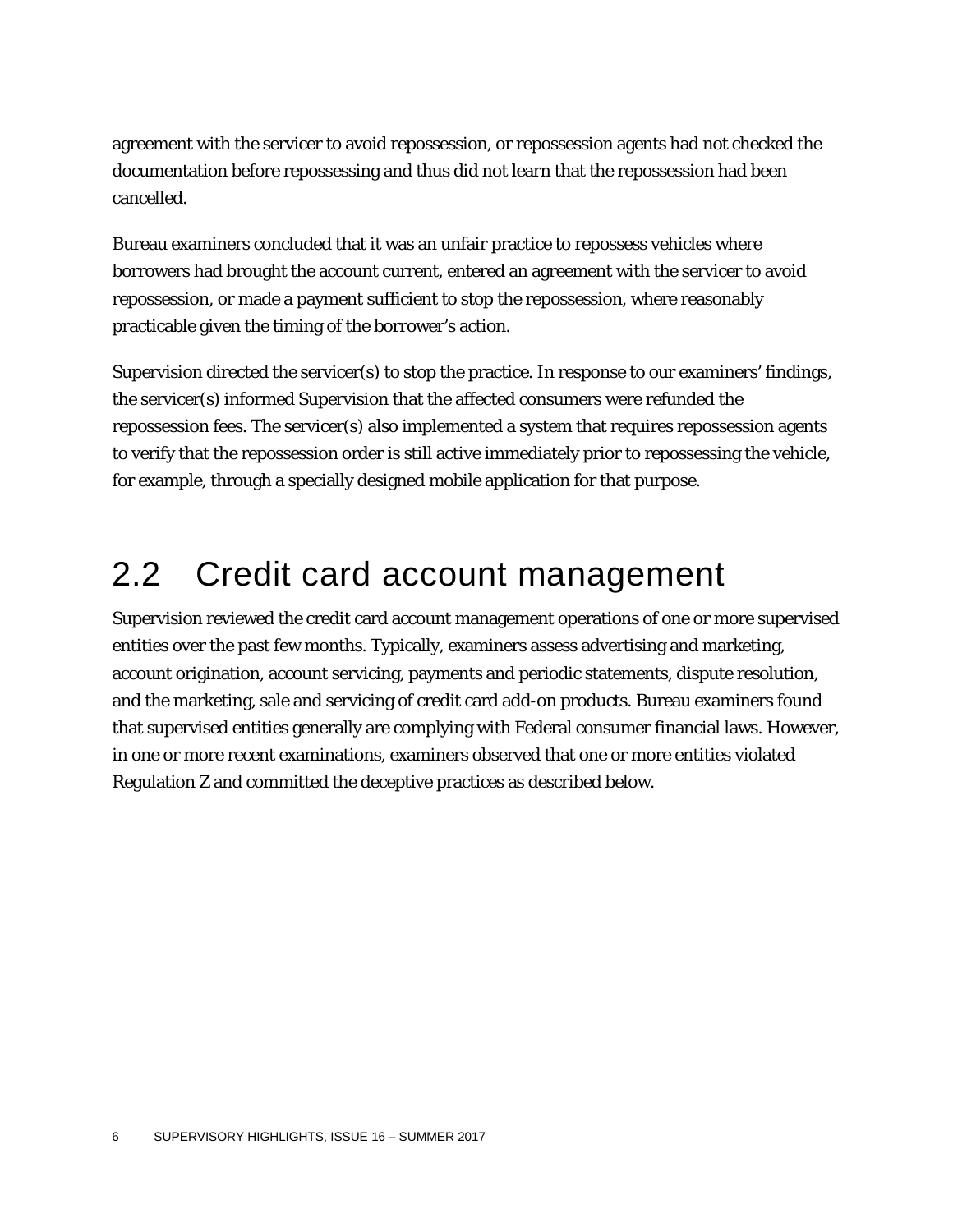agreement with the servicer to avoid repossession, or repossession agents had not checked the documentation before repossessing and thus did not learn that the repossession had been cancelled.

Bureau examiners concluded that it was an unfair practice to repossess vehicles where borrowers had brought the account current, entered an agreement with the servicer to avoid repossession, or made a payment sufficient to stop the repossession, where reasonably practicable given the timing of the borrower's action.

Supervision directed the servicer(s) to stop the practice. In response to our examiners' findings, the servicer(s) informed Supervision that the affected consumers were refunded the repossession fees. The servicer(s) also implemented a system that requires repossession agents to verify that the repossession order is still active immediately prior to repossessing the vehicle, for example, through a specially designed mobile application for that purpose.

## 2.2 Credit card account management

Supervision reviewed the credit card account management operations of one or more supervised entities over the past few months. Typically, examiners assess advertising and marketing, account origination, account servicing, payments and periodic statements, dispute resolution, and the marketing, sale and servicing of credit card add-on products. Bureau examiners found that supervised entities generally are complying with Federal consumer financial laws. However, in one or more recent examinations, examiners observed that one or more entities violated Regulation Z and committed the deceptive practices as described below.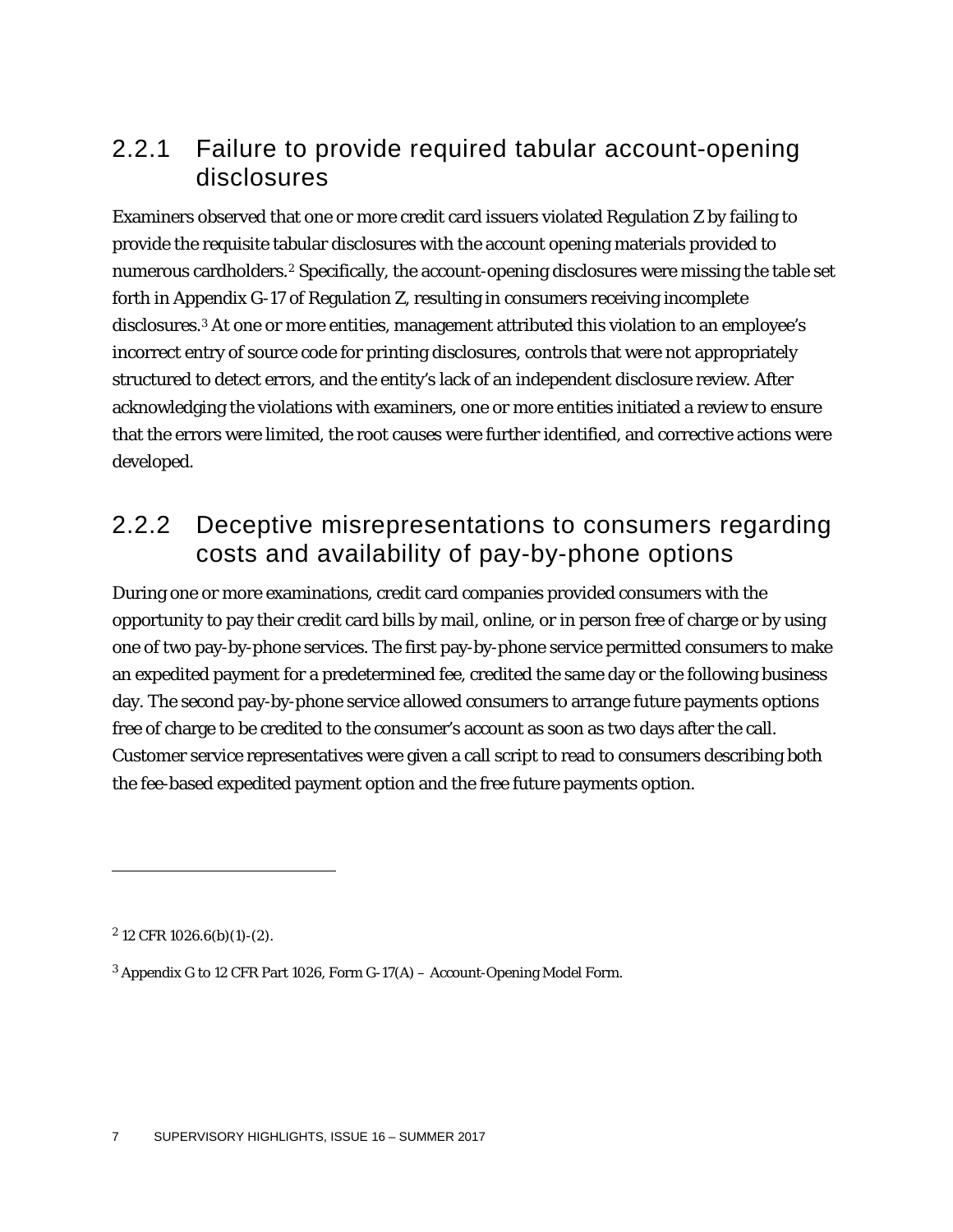### 2.2.1 Failure to provide required tabular account-opening disclosures

Examiners observed that one or more credit card issuers violated Regulation Z by failing to provide the requisite tabular disclosures with the account opening materials provided to numerous cardholders.[2] Specifically, the account-opening disclosures were missing the table set forth in Appendix G-17 of Regulation Z, resulting in consumers receiving incomplete disclosures.[3] At one or more entities, management attributed this violation to an employee's incorrect entry of source code for printing disclosures, controls that were not appropriately structured to detect errors, and the entity's lack of an independent disclosure review. After acknowledging the violations with examiners, one or more entities initiated a review to ensure that the errors were limited, the root causes were further identified, and corrective actions were developed.

### 2.2.2 Deceptive misrepresentations to consumers regarding costs and availability of pay-by-phone options

During one or more examinations, credit card companies provided consumers with the opportunity to pay their credit card bills by mail, online, or in person free of charge or by using one of two pay-by-phone services. The first pay-by-phone service permitted consumers to make an expedited payment for a predetermined fee, credited the same day or the following business day. The second pay-by-phone service allowed consumers to arrange future payments options free of charge to be credited to the consumer's account as soon as two days after the call. Customer service representatives were given a call script to read to consumers describing both the fee-based expedited payment option and the free future payments option.

---

[2] 12 CFR 1026.6(b)(1)-(2).

[3] Appendix G to 12 CFR Part 1026, Form G-17(A) – Account-Opening Model Form.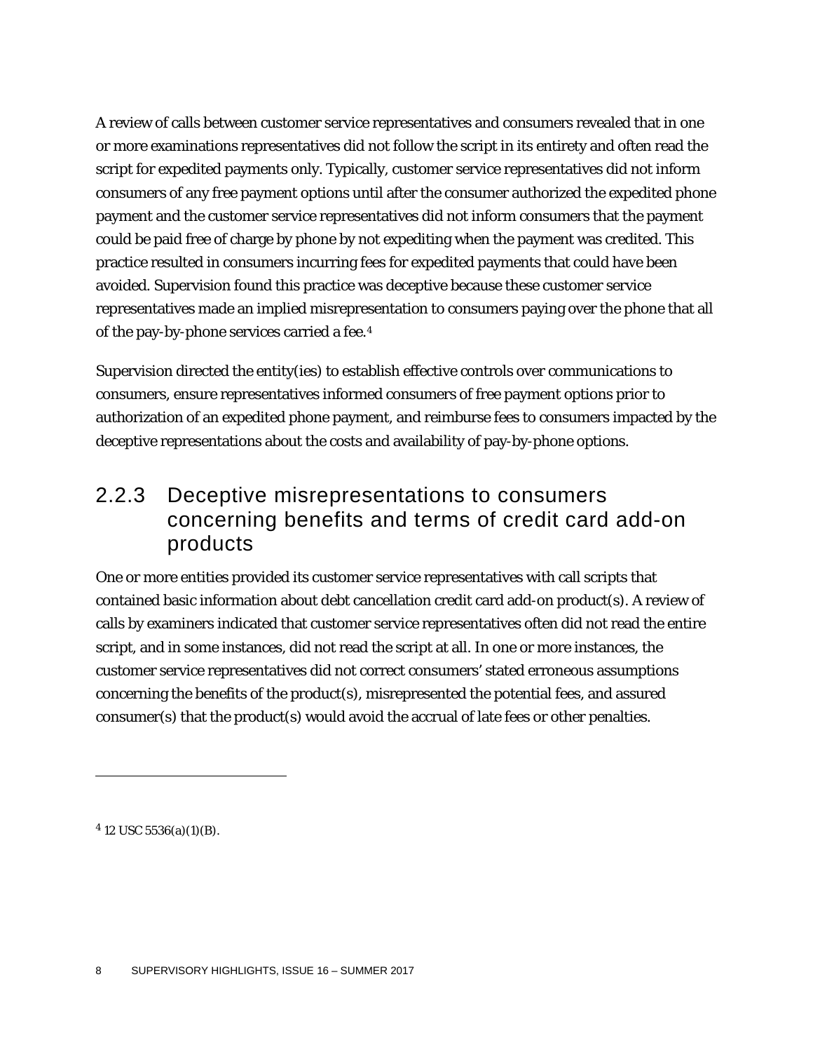A review of calls between customer service representatives and consumers revealed that in one or more examinations representatives did not follow the script in its entirety and often read the script for expedited payments only. Typically, customer service representatives did not inform consumers of any free payment options until after the consumer authorized the expedited phone payment and the customer service representatives did not inform consumers that the payment could be paid free of charge by phone by not expediting when the payment was credited. This practice resulted in consumers incurring fees for expedited payments that could have been avoided. Supervision found this practice was deceptive because these customer service representatives made an implied misrepresentation to consumers paying over the phone that all of the pay-by-phone services carried a fee.[4]

Supervision directed the entity(ies) to establish effective controls over communications to consumers, ensure representatives informed consumers of free payment options prior to authorization of an expedited phone payment, and reimburse fees to consumers impacted by the deceptive representations about the costs and availability of pay-by-phone options.

### 2.2.3 Deceptive misrepresentations to consumers concerning benefits and terms of credit card add-on products

One or more entities provided its customer service representatives with call scripts that contained basic information about debt cancellation credit card add-on product(s). A review of calls by examiners indicated that customer service representatives often did not read the entire script, and in some instances, did not read the script at all. In one or more instances, the customer service representatives did not correct consumers' stated erroneous assumptions concerning the benefits of the product(s), misrepresented the potential fees, and assured consumer(s) that the product(s) would avoid the accrual of late fees or other penalties.

---

[4] 12 USC 5536(a)(1)(B).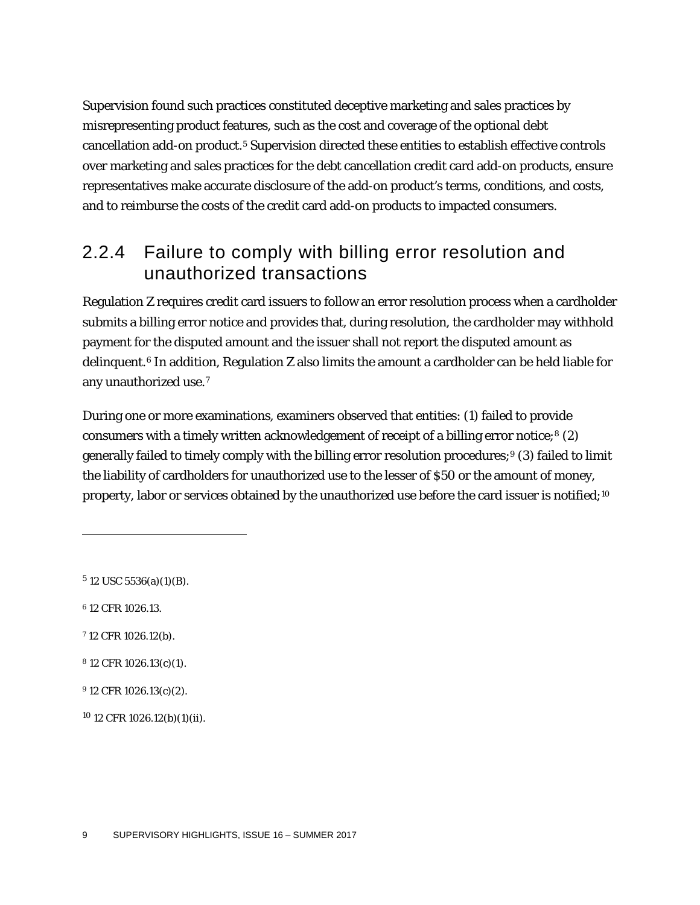Supervision found such practices constituted deceptive marketing and sales practices by misrepresenting product features, such as the cost and coverage of the optional debt cancellation add-on product.[5] Supervision directed these entities to establish effective controls over marketing and sales practices for the debt cancellation credit card add-on products, ensure representatives make accurate disclosure of the add-on product's terms, conditions, and costs, and to reimburse the costs of the credit card add-on products to impacted consumers.

### 2.2.4 Failure to comply with billing error resolution and unauthorized transactions

Regulation Z requires credit card issuers to follow an error resolution process when a cardholder submits a billing error notice and provides that, during resolution, the cardholder may withhold payment for the disputed amount and the issuer shall not report the disputed amount as delinquent.[6] In addition, Regulation Z also limits the amount a cardholder can be held liable for any unauthorized use.[7]

During one or more examinations, examiners observed that entities: (1) failed to provide consumers with a timely written acknowledgement of receipt of a billing error notice;[8] (2) generally failed to timely comply with the billing error resolution procedures;[9] (3) failed to limit the liability of cardholders for unauthorized use to the lesser of $50 or the amount of money, property, labor or services obtained by the unauthorized use before the card issuer is notified;[10]

---

[5] 12 USC 5536(a)(1)(B).

[6] 12 CFR 1026.13.

[7] 12 CFR 1026.12(b).

[8] 12 CFR 1026.13(c)(1).

[9] 12 CFR 1026.13(c)(2).

[10] 12 CFR 1026.12(b)(1)(ii).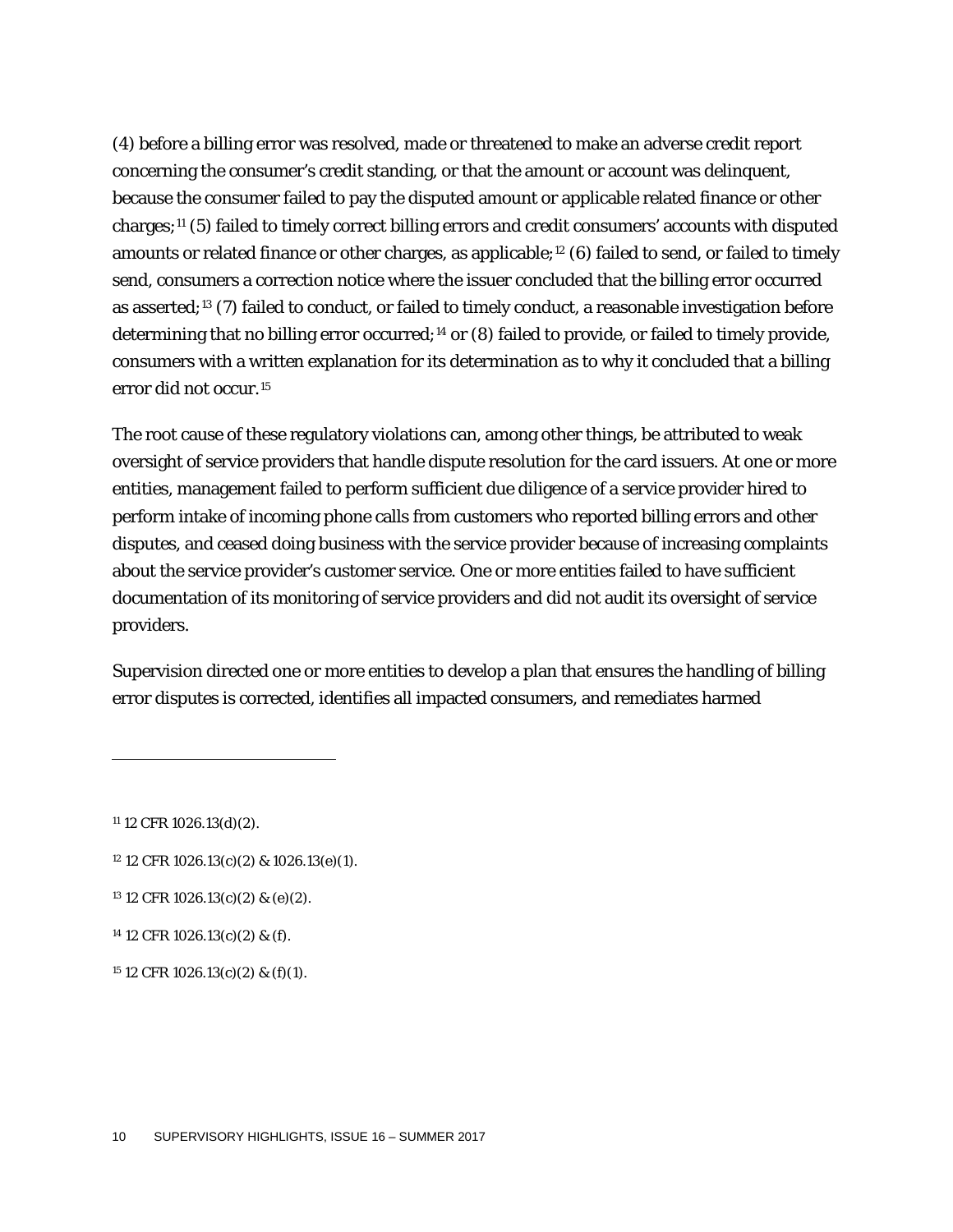(4) before a billing error was resolved, made or threatened to make an adverse credit report concerning the consumer's credit standing, or that the amount or account was delinquent, because the consumer failed to pay the disputed amount or applicable related finance or other charges;[11] (5) failed to timely correct billing errors and credit consumers' accounts with disputed amounts or related finance or other charges, as applicable;[12] (6) failed to send, or failed to timely send, consumers a correction notice where the issuer concluded that the billing error occurred as asserted;[13] (7) failed to conduct, or failed to timely conduct, a reasonable investigation before determining that no billing error occurred;[14] or (8) failed to provide, or failed to timely provide, consumers with a written explanation for its determination as to why it concluded that a billing error did not occur.[15]

The root cause of these regulatory violations can, among other things, be attributed to weak oversight of service providers that handle dispute resolution for the card issuers. At one or more entities, management failed to perform sufficient due diligence of a service provider hired to perform intake of incoming phone calls from customers who reported billing errors and other disputes, and ceased doing business with the service provider because of increasing complaints about the service provider's customer service. One or more entities failed to have sufficient documentation of its monitoring of service providers and did not audit its oversight of service providers.

Supervision directed one or more entities to develop a plan that ensures the handling of billing error disputes is corrected, identifies all impacted consumers, and remediates harmed

---

[11] 12 CFR 1026.13(d)(2).

[12] 12 CFR 1026.13(c)(2) & 1026.13(e)(1).

[13] 12 CFR 1026.13(c)(2) & (e)(2).

[14] 12 CFR 1026.13(c)(2) & (f).

[15] 12 CFR 1026.13(c)(2) & (f)(1).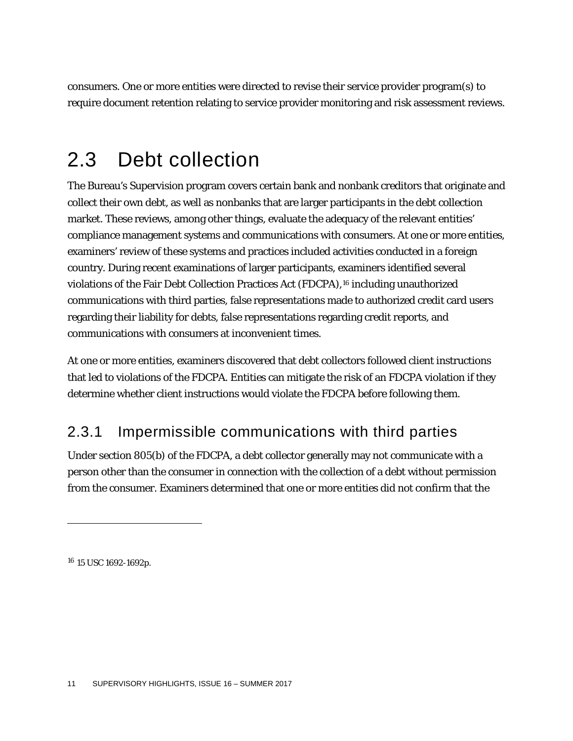consumers. One or more entities were directed to revise their service provider program(s) to require document retention relating to service provider monitoring and risk assessment reviews.

## 2.3 Debt collection

The Bureau's Supervision program covers certain bank and nonbank creditors that originate and collect their own debt, as well as nonbanks that are larger participants in the debt collection market. These reviews, among other things, evaluate the adequacy of the relevant entities' compliance management systems and communications with consumers. At one or more entities, examiners' review of these systems and practices included activities conducted in a foreign country. During recent examinations of larger participants, examiners identified several violations of the Fair Debt Collection Practices Act (FDCPA),[16] including unauthorized communications with third parties, false representations made to authorized credit card users regarding their liability for debts, false representations regarding credit reports, and communications with consumers at inconvenient times.

At one or more entities, examiners discovered that debt collectors followed client instructions that led to violations of the FDCPA. Entities can mitigate the risk of an FDCPA violation if they determine whether client instructions would violate the FDCPA before following them.

### 2.3.1 Impermissible communications with third parties

Under section 805(b) of the FDCPA, a debt collector generally may not communicate with a person other than the consumer in connection with the collection of a debt without permission from the consumer. Examiners determined that one or more entities did not confirm that the

---

[16] 15 USC 1692-1692p.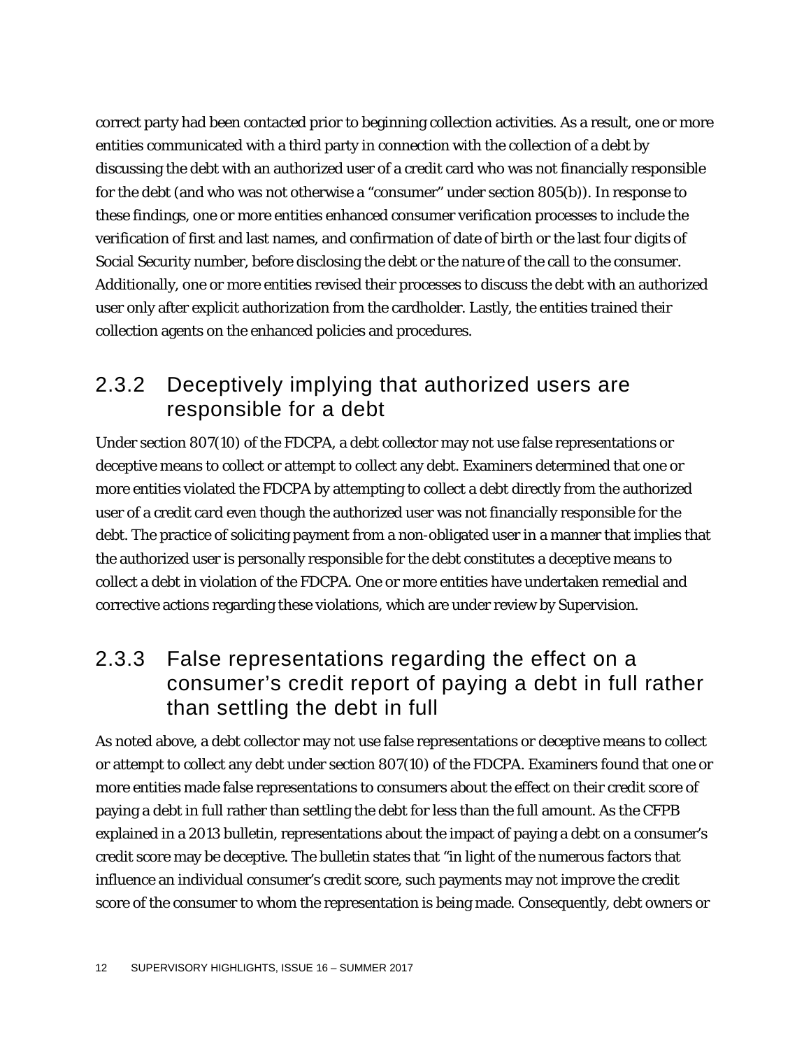correct party had been contacted prior to beginning collection activities. As a result, one or more entities communicated with a third party in connection with the collection of a debt by discussing the debt with an authorized user of a credit card who was not financially responsible for the debt (and who was not otherwise a "consumer" under section 805(b)). In response to these findings, one or more entities enhanced consumer verification processes to include the verification of first and last names, and confirmation of date of birth or the last four digits of Social Security number, before disclosing the debt or the nature of the call to the consumer. Additionally, one or more entities revised their processes to discuss the debt with an authorized user only after explicit authorization from the cardholder. Lastly, the entities trained their collection agents on the enhanced policies and procedures.

### 2.3.2 Deceptively implying that authorized users are responsible for a debt

Under section 807(10) of the FDCPA, a debt collector may not use false representations or deceptive means to collect or attempt to collect any debt. Examiners determined that one or more entities violated the FDCPA by attempting to collect a debt directly from the authorized user of a credit card even though the authorized user was not financially responsible for the debt. The practice of soliciting payment from a non-obligated user in a manner that implies that the authorized user is personally responsible for the debt constitutes a deceptive means to collect a debt in violation of the FDCPA. One or more entities have undertaken remedial and corrective actions regarding these violations, which are under review by Supervision.

### 2.3.3 False representations regarding the effect on a consumer's credit report of paying a debt in full rather than settling the debt in full

As noted above, a debt collector may not use false representations or deceptive means to collect or attempt to collect any debt under section 807(10) of the FDCPA. Examiners found that one or more entities made false representations to consumers about the effect on their credit score of paying a debt in full rather than settling the debt for less than the full amount. As the CFPB explained in a 2013 bulletin, representations about the impact of paying a debt on a consumer's credit score may be deceptive. The bulletin states that "in light of the numerous factors that influence an individual consumer's credit score, such payments may not improve the credit score of the consumer to whom the representation is being made. Consequently, debt owners or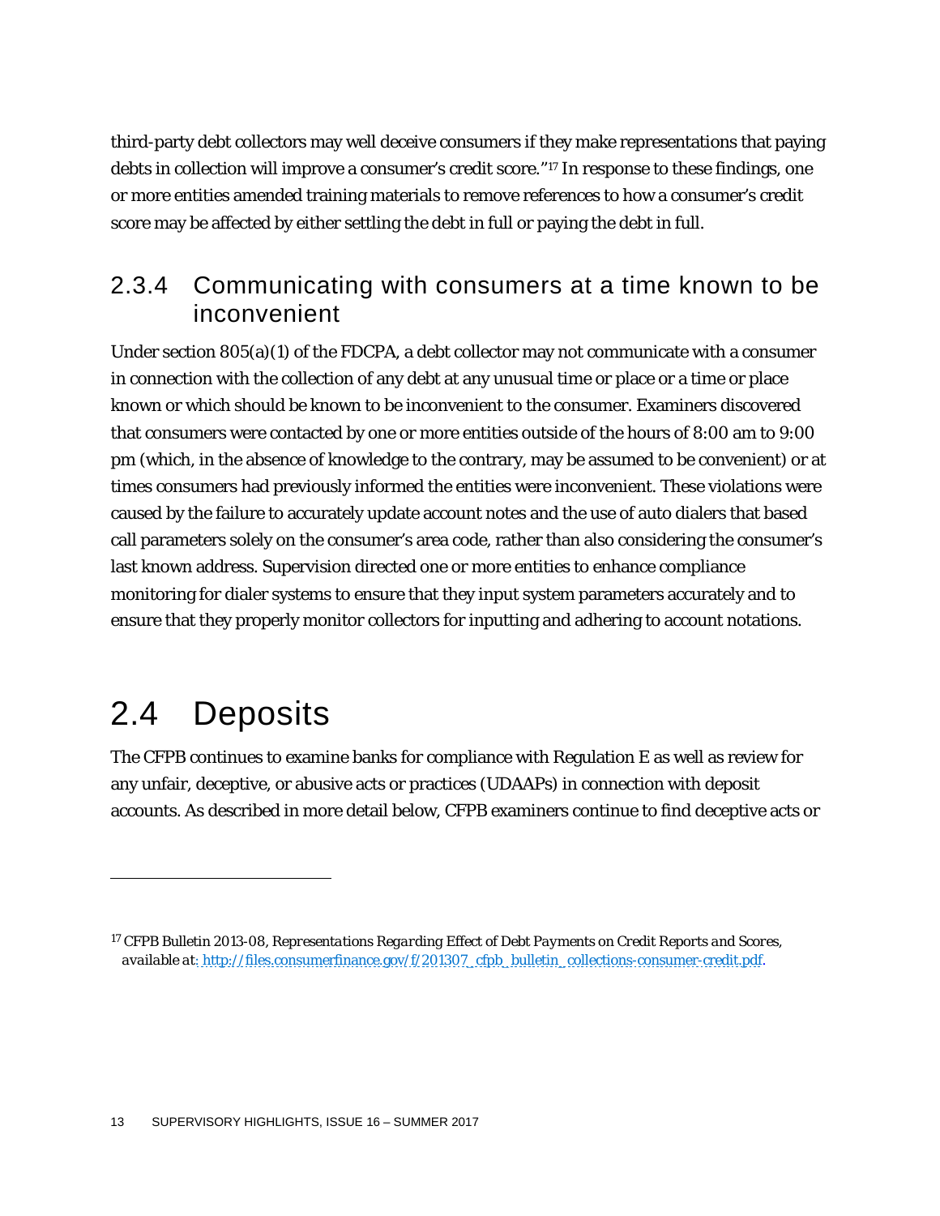third-party debt collectors may well deceive consumers if they make representations that paying debts in collection will improve a consumer's credit score."[17] In response to these findings, one or more entities amended training materials to remove references to how a consumer's credit score may be affected by either settling the debt in full or paying the debt in full.

### 2.3.4 Communicating with consumers at a time known to be inconvenient

Under section 805(a)(1) of the FDCPA, a debt collector may not communicate with a consumer in connection with the collection of any debt at any unusual time or place or a time or place known or which should be known to be inconvenient to the consumer. Examiners discovered that consumers were contacted by one or more entities outside of the hours of 8:00 am to 9:00 pm (which, in the absence of knowledge to the contrary, may be assumed to be convenient) or at times consumers had previously informed the entities were inconvenient. These violations were caused by the failure to accurately update account notes and the use of auto dialers that based call parameters solely on the consumer's area code, rather than also considering the consumer's last known address. Supervision directed one or more entities to enhance compliance monitoring for dialer systems to ensure that they input system parameters accurately and to ensure that they properly monitor collectors for inputting and adhering to account notations.

## 2.4 Deposits

The CFPB continues to examine banks for compliance with Regulation E as well as review for any unfair, deceptive, or abusive acts or practices (UDAAPs) in connection with deposit accounts. As described in more detail below, CFPB examiners continue to find deceptive acts or

---

[17] CFPB Bulletin 2013-08, *Representations Regarding Effect of Debt Payments on Credit Reports and Scores*, available at: http://files.consumerfinance.gov/f/201307_cfpb_bulletin_collections-consumer-credit.pdf.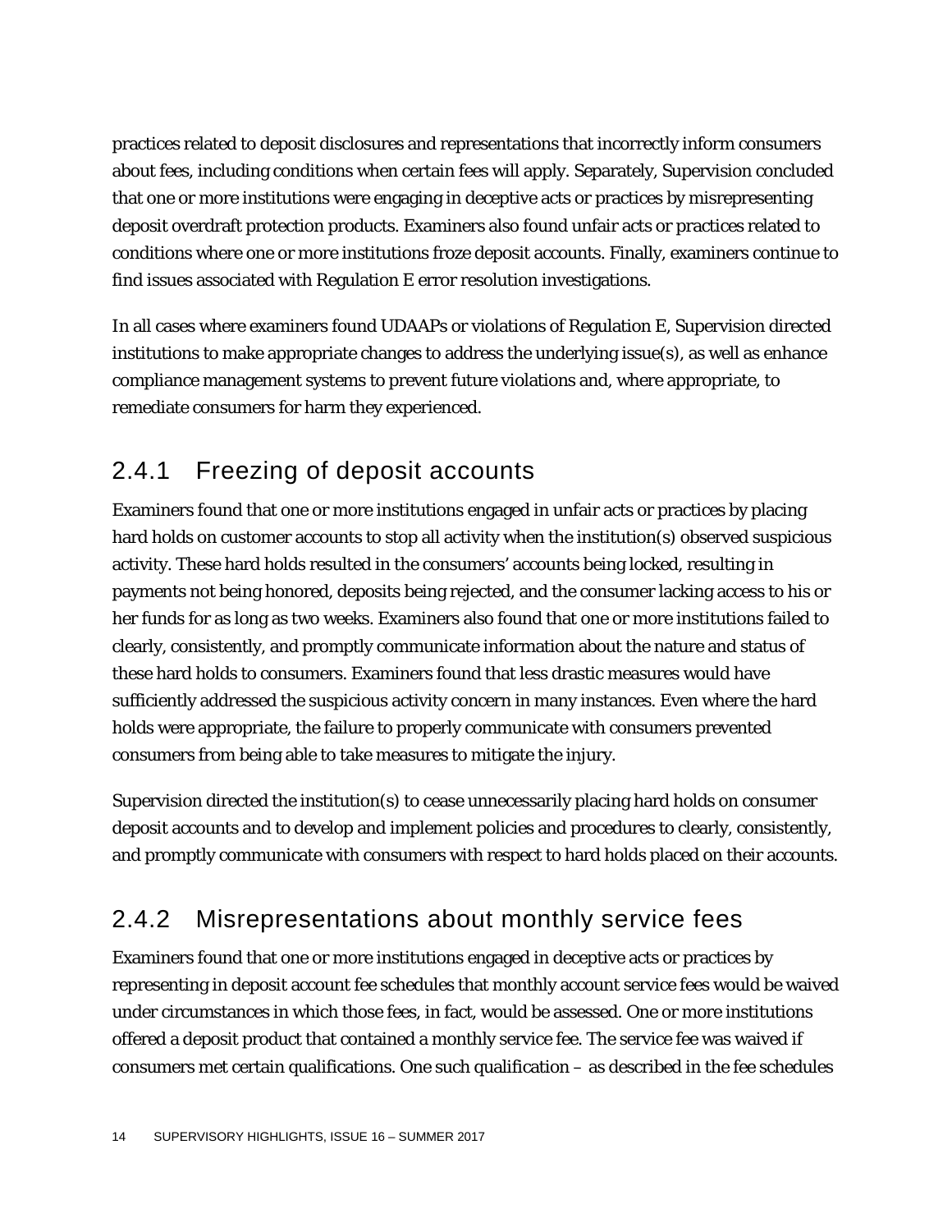practices related to deposit disclosures and representations that incorrectly inform consumers about fees, including conditions when certain fees will apply. Separately, Supervision concluded that one or more institutions were engaging in deceptive acts or practices by misrepresenting deposit overdraft protection products. Examiners also found unfair acts or practices related to conditions where one or more institutions froze deposit accounts. Finally, examiners continue to find issues associated with Regulation E error resolution investigations.

In all cases where examiners found UDAAPs or violations of Regulation E, Supervision directed institutions to make appropriate changes to address the underlying issue(s), as well as enhance compliance management systems to prevent future violations and, where appropriate, to remediate consumers for harm they experienced.

### 2.4.1 Freezing of deposit accounts

Examiners found that one or more institutions engaged in unfair acts or practices by placing hard holds on customer accounts to stop all activity when the institution(s) observed suspicious activity. These hard holds resulted in the consumers' accounts being locked, resulting in payments not being honored, deposits being rejected, and the consumer lacking access to his or her funds for as long as two weeks. Examiners also found that one or more institutions failed to clearly, consistently, and promptly communicate information about the nature and status of these hard holds to consumers. Examiners found that less drastic measures would have sufficiently addressed the suspicious activity concern in many instances. Even where the hard holds were appropriate, the failure to properly communicate with consumers prevented consumers from being able to take measures to mitigate the injury.

Supervision directed the institution(s) to cease unnecessarily placing hard holds on consumer deposit accounts and to develop and implement policies and procedures to clearly, consistently, and promptly communicate with consumers with respect to hard holds placed on their accounts.

### 2.4.2 Misrepresentations about monthly service fees

Examiners found that one or more institutions engaged in deceptive acts or practices by representing in deposit account fee schedules that monthly account service fees would be waived under circumstances in which those fees, in fact, would be assessed. One or more institutions offered a deposit product that contained a monthly service fee. The service fee was waived if consumers met certain qualifications. One such qualification – as described in the fee schedules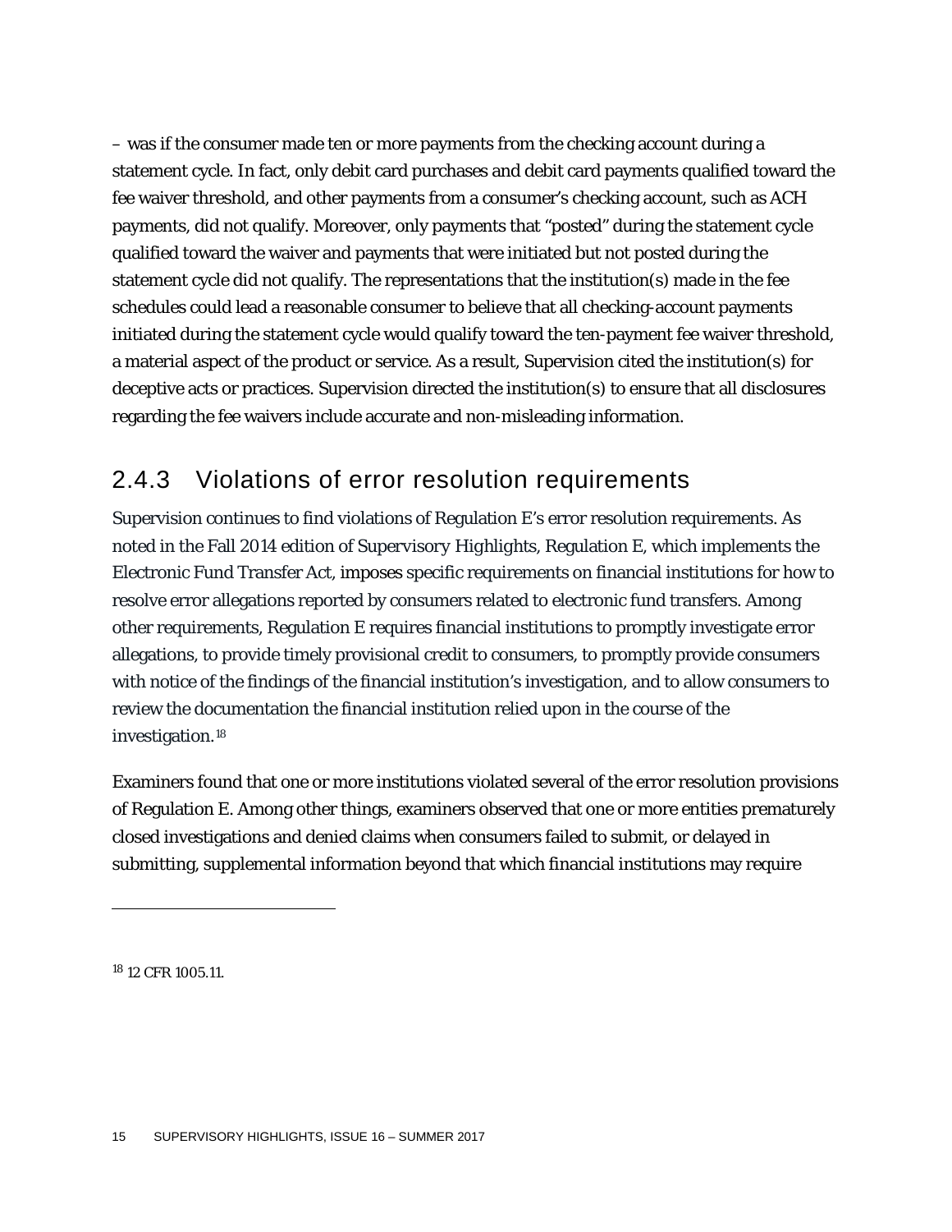– was if the consumer made ten or more payments from the checking account during a statement cycle. In fact, only debit card purchases and debit card payments qualified toward the fee waiver threshold, and other payments from a consumer's checking account, such as ACH payments, did not qualify. Moreover, only payments that "posted" during the statement cycle qualified toward the waiver and payments that were initiated but not posted during the statement cycle did not qualify. The representations that the institution(s) made in the fee schedules could lead a reasonable consumer to believe that all checking-account payments initiated during the statement cycle would qualify toward the ten-payment fee waiver threshold, a material aspect of the product or service. As a result, Supervision cited the institution(s) for deceptive acts or practices. Supervision directed the institution(s) to ensure that all disclosures regarding the fee waivers include accurate and non-misleading information.

### 2.4.3 Violations of error resolution requirements

Supervision continues to find violations of Regulation E's error resolution requirements. As noted in the Fall 2014 edition of Supervisory Highlights, Regulation E, which implements the Electronic Fund Transfer Act, imposes specific requirements on financial institutions for how to resolve error allegations reported by consumers related to electronic fund transfers. Among other requirements, Regulation E requires financial institutions to promptly investigate error allegations, to provide timely provisional credit to consumers, to promptly provide consumers with notice of the findings of the financial institution's investigation, and to allow consumers to review the documentation the financial institution relied upon in the course of the investigation.[18]

Examiners found that one or more institutions violated several of the error resolution provisions of Regulation E. Among other things, examiners observed that one or more entities prematurely closed investigations and denied claims when consumers failed to submit, or delayed in submitting, supplemental information beyond that which financial institutions may require

---

[18] 12 CFR 1005.11.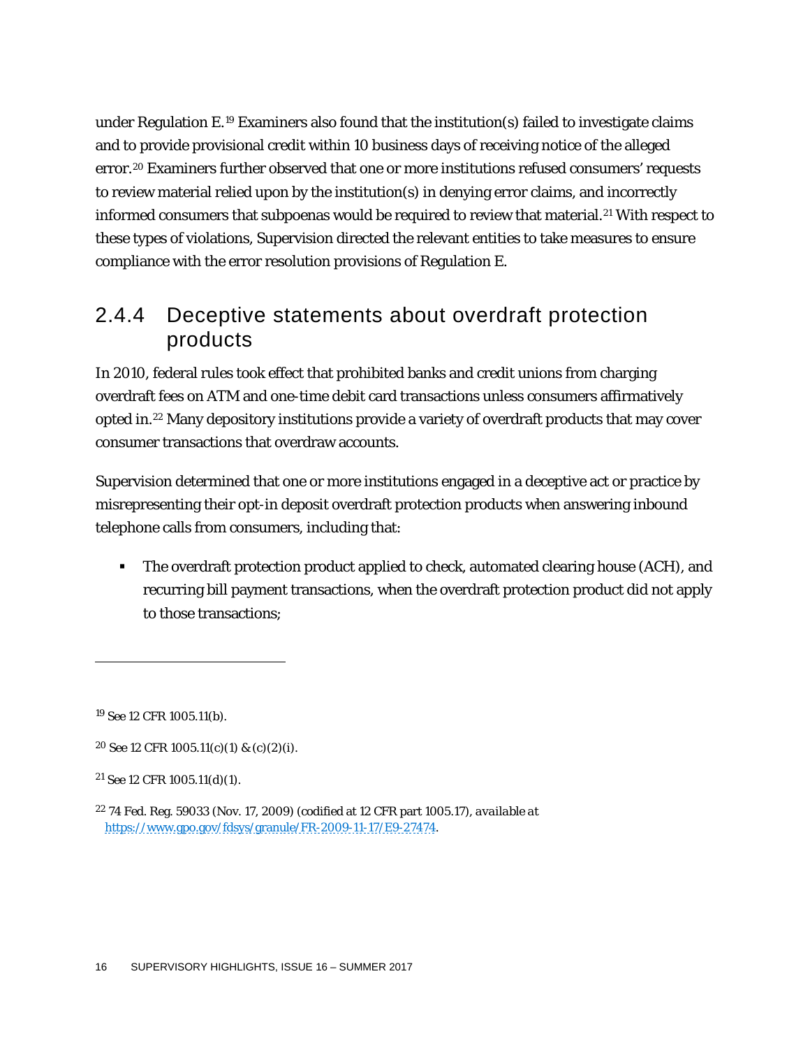under Regulation E.[19] Examiners also found that the institution(s) failed to investigate claims and to provide provisional credit within 10 business days of receiving notice of the alleged error.[20] Examiners further observed that one or more institutions refused consumers' requests to review material relied upon by the institution(s) in denying error claims, and incorrectly informed consumers that subpoenas would be required to review that material.[21] With respect to these types of violations, Supervision directed the relevant entities to take measures to ensure compliance with the error resolution provisions of Regulation E.

### 2.4.4 Deceptive statements about overdraft protection products

In 2010, federal rules took effect that prohibited banks and credit unions from charging overdraft fees on ATM and one-time debit card transactions unless consumers affirmatively opted in.[22] Many depository institutions provide a variety of overdraft products that may cover consumer transactions that overdraw accounts.

Supervision determined that one or more institutions engaged in a deceptive act or practice by misrepresenting their opt-in deposit overdraft protection products when answering inbound telephone calls from consumers, including that:

- The overdraft protection product applied to check, automated clearing house (ACH), and recurring bill payment transactions, when the overdraft protection product did not apply to those transactions;

---

[19] See 12 CFR 1005.11(b).

[20] See 12 CFR 1005.11(c)(1) & (c)(2)(i).

[21] See 12 CFR 1005.11(d)(1).

[22] 74 Fed. Reg. 59033 (Nov. 17, 2009) (codified at 12 CFR part 1005.17), *available at* https://www.gpo.gov/fdsys/granule/FR-2009-11-17/E9-27474.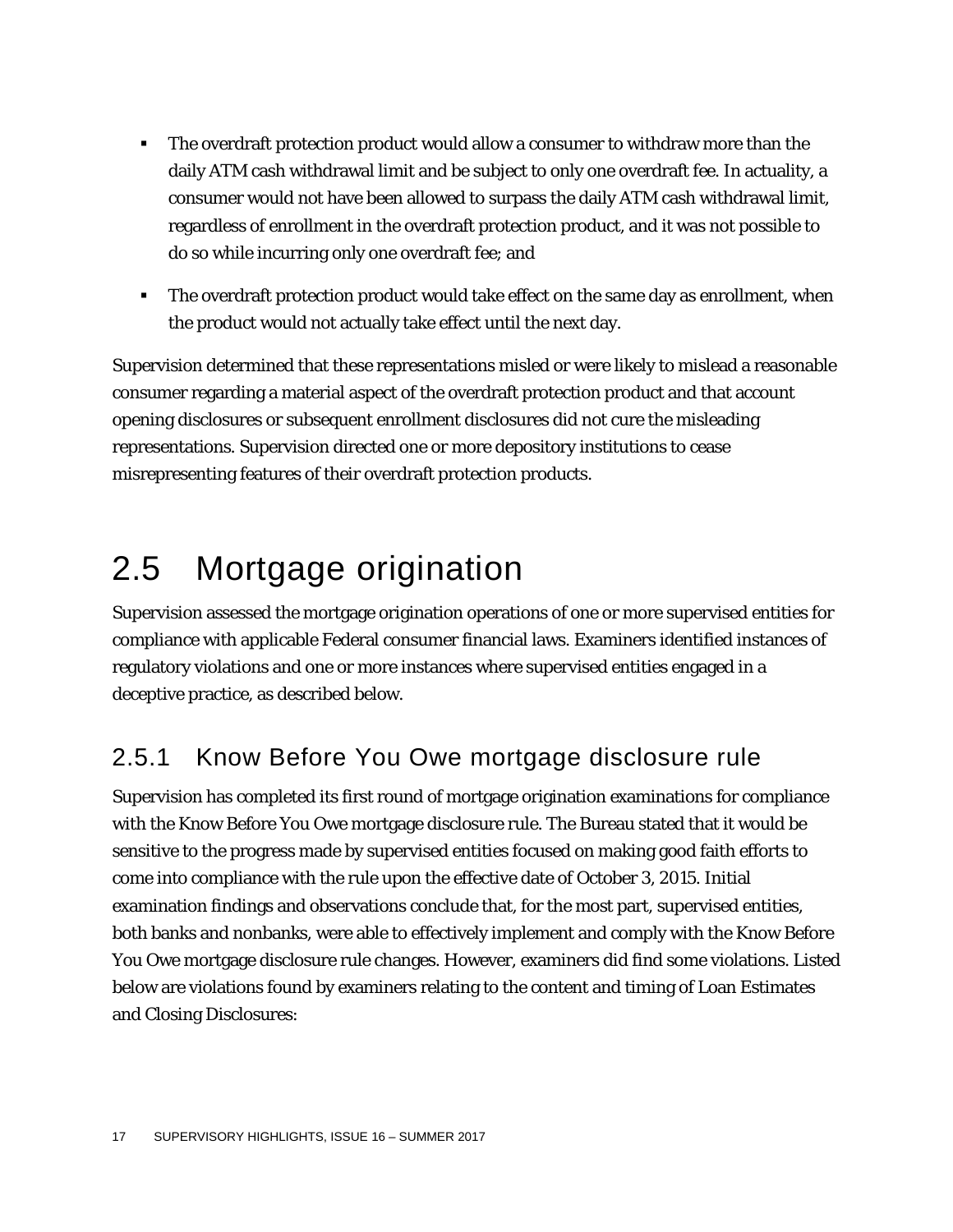- The overdraft protection product would allow a consumer to withdraw more than the daily ATM cash withdrawal limit and be subject to only one overdraft fee. In actuality, a consumer would not have been allowed to surpass the daily ATM cash withdrawal limit, regardless of enrollment in the overdraft protection product, and it was not possible to do so while incurring only one overdraft fee; and
- The overdraft protection product would take effect on the same day as enrollment, when the product would not actually take effect until the next day.

Supervision determined that these representations misled or were likely to mislead a reasonable consumer regarding a material aspect of the overdraft protection product and that account opening disclosures or subsequent enrollment disclosures did not cure the misleading representations. Supervision directed one or more depository institutions to cease misrepresenting features of their overdraft protection products.

## 2.5 Mortgage origination

Supervision assessed the mortgage origination operations of one or more supervised entities for compliance with applicable Federal consumer financial laws. Examiners identified instances of regulatory violations and one or more instances where supervised entities engaged in a deceptive practice, as described below.

### 2.5.1 Know Before You Owe mortgage disclosure rule

Supervision has completed its first round of mortgage origination examinations for compliance with the Know Before You Owe mortgage disclosure rule. The Bureau stated that it would be sensitive to the progress made by supervised entities focused on making good faith efforts to come into compliance with the rule upon the effective date of October 3, 2015. Initial examination findings and observations conclude that, for the most part, supervised entities, both banks and nonbanks, were able to effectively implement and comply with the Know Before You Owe mortgage disclosure rule changes. However, examiners did find some violations. Listed below are violations found by examiners relating to the content and timing of Loan Estimates and Closing Disclosures: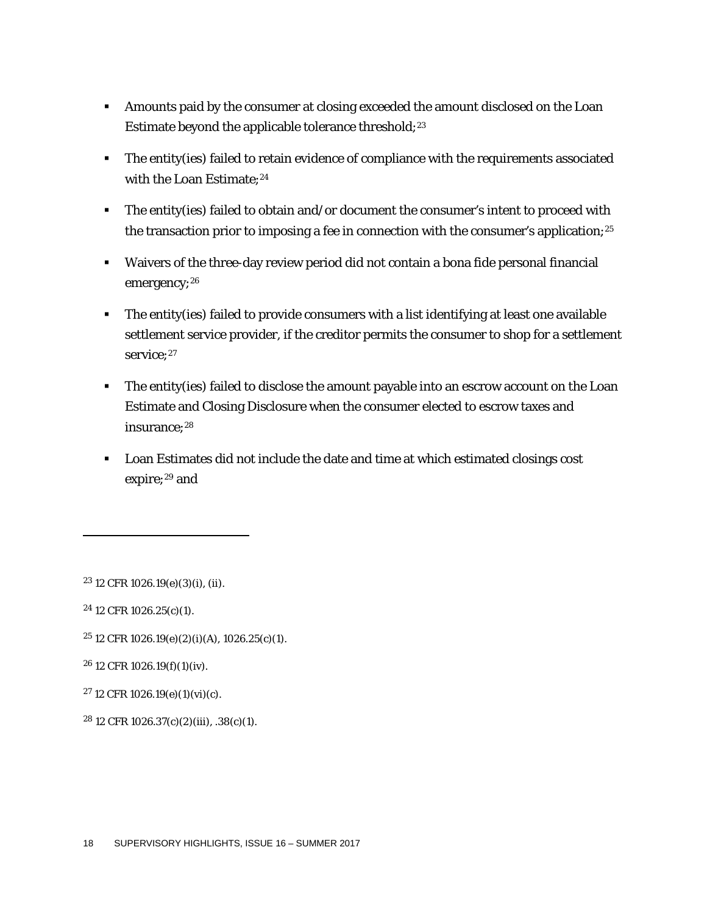- Amounts paid by the consumer at closing exceeded the amount disclosed on the Loan Estimate beyond the applicable tolerance threshold;[23]
- The entity(ies) failed to retain evidence of compliance with the requirements associated with the Loan Estimate;[24]
- The entity(ies) failed to obtain and/or document the consumer's intent to proceed with the transaction prior to imposing a fee in connection with the consumer's application;[25]
- Waivers of the three-day review period did not contain a bona fide personal financial emergency;[26]
- The entity(ies) failed to provide consumers with a list identifying at least one available settlement service provider, if the creditor permits the consumer to shop for a settlement service;[27]
- The entity(ies) failed to disclose the amount payable into an escrow account on the Loan Estimate and Closing Disclosure when the consumer elected to escrow taxes and insurance;[28]
- Loan Estimates did not include the date and time at which estimated closings cost expire;[29] and

---

[23] 12 CFR 1026.19(e)(3)(i), (ii).

[24] 12 CFR 1026.25(c)(1).

[25] 12 CFR 1026.19(e)(2)(i)(A), 1026.25(c)(1).

[26] 12 CFR 1026.19(f)(1)(iv).

[27] 12 CFR 1026.19(e)(1)(vi)(c).

[28] 12 CFR 1026.37(c)(2)(iii), .38(c)(1).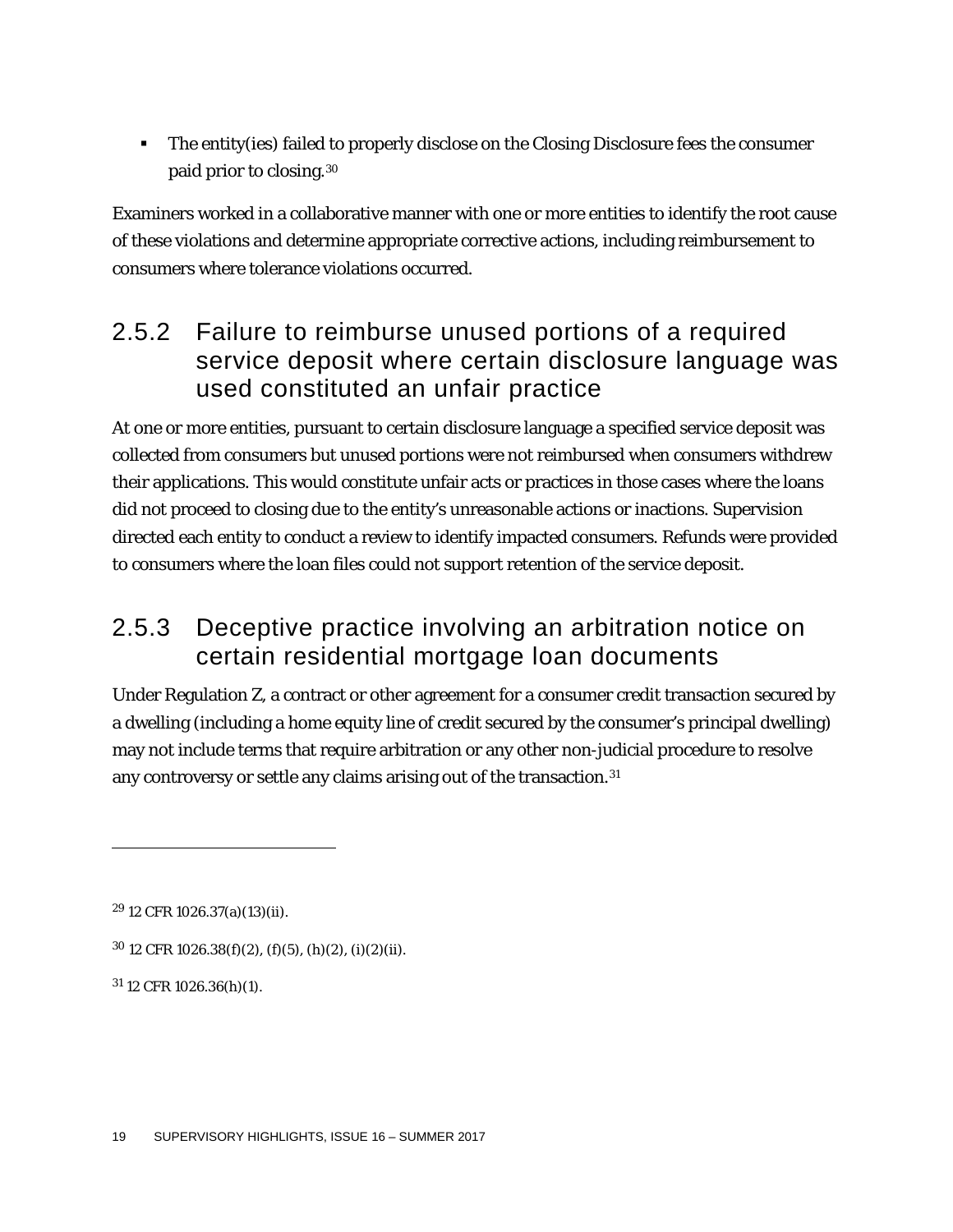- The entity(ies) failed to properly disclose on the Closing Disclosure fees the consumer paid prior to closing.[30]

Examiners worked in a collaborative manner with one or more entities to identify the root cause of these violations and determine appropriate corrective actions, including reimbursement to consumers where tolerance violations occurred.

### 2.5.2 Failure to reimburse unused portions of a required service deposit where certain disclosure language was used constituted an unfair practice

At one or more entities, pursuant to certain disclosure language a specified service deposit was collected from consumers but unused portions were not reimbursed when consumers withdrew their applications. This would constitute unfair acts or practices in those cases where the loans did not proceed to closing due to the entity's unreasonable actions or inactions. Supervision directed each entity to conduct a review to identify impacted consumers. Refunds were provided to consumers where the loan files could not support retention of the service deposit.

### 2.5.3 Deceptive practice involving an arbitration notice on certain residential mortgage loan documents

Under Regulation Z, a contract or other agreement for a consumer credit transaction secured by a dwelling (including a home equity line of credit secured by the consumer's principal dwelling) may not include terms that require arbitration or any other non-judicial procedure to resolve any controversy or settle any claims arising out of the transaction.[31]

---

[29] 12 CFR 1026.37(a)(13)(ii).

[30] 12 CFR 1026.38(f)(2), (f)(5), (h)(2), (i)(2)(ii).

[31] 12 CFR 1026.36(h)(1).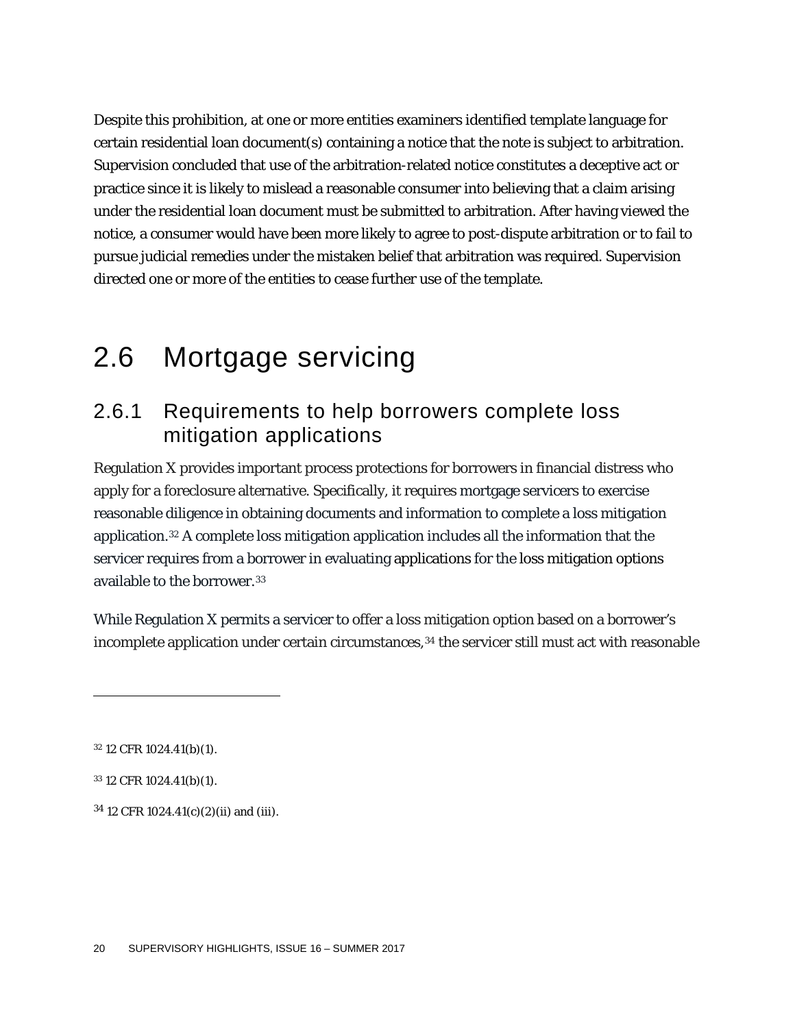Despite this prohibition, at one or more entities examiners identified template language for certain residential loan document(s) containing a notice that the note is subject to arbitration. Supervision concluded that use of the arbitration-related notice constitutes a deceptive act or practice since it is likely to mislead a reasonable consumer into believing that a claim arising under the residential loan document must be submitted to arbitration. After having viewed the notice, a consumer would have been more likely to agree to post-dispute arbitration or to fail to pursue judicial remedies under the mistaken belief that arbitration was required. Supervision directed one or more of the entities to cease further use of the template.

## 2.6 Mortgage servicing

### 2.6.1 Requirements to help borrowers complete loss mitigation applications

Regulation X provides important process protections for borrowers in financial distress who apply for a foreclosure alternative. Specifically, it requires mortgage servicers to exercise reasonable diligence in obtaining documents and information to complete a loss mitigation application.[32] A complete loss mitigation application includes all the information that the servicer requires from a borrower in evaluating applications for the loss mitigation options available to the borrower.[33]

While Regulation X permits a servicer to offer a loss mitigation option based on a borrower's incomplete application under certain circumstances,[34] the servicer still must act with reasonable

---

[32] 12 CFR 1024.41(b)(1).

[33] 12 CFR 1024.41(b)(1).

[34] 12 CFR 1024.41(c)(2)(ii) and (iii).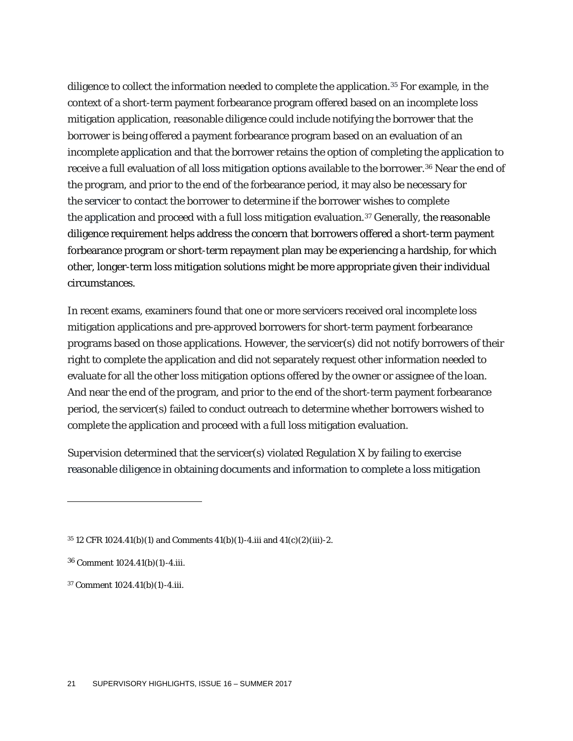diligence to collect the information needed to complete the application.[35] For example, in the context of a short-term payment forbearance program offered based on an incomplete loss mitigation application, reasonable diligence could include notifying the borrower that the borrower is being offered a payment forbearance program based on an evaluation of an incomplete application and that the borrower retains the option of completing the application to receive a full evaluation of all loss mitigation options available to the borrower.[36] Near the end of the program, and prior to the end of the forbearance period, it may also be necessary for the servicer to contact the borrower to determine if the borrower wishes to complete the application and proceed with a full loss mitigation evaluation.[37] Generally, the reasonable diligence requirement helps address the concern that borrowers offered a short-term payment forbearance program or short-term repayment plan may be experiencing a hardship, for which other, longer-term loss mitigation solutions might be more appropriate given their individual circumstances.

In recent exams, examiners found that one or more servicers received oral incomplete loss mitigation applications and pre-approved borrowers for short-term payment forbearance programs based on those applications. However, the servicer(s) did not notify borrowers of their right to complete the application and did not separately request other information needed to evaluate for all the other loss mitigation options offered by the owner or assignee of the loan. And near the end of the program, and prior to the end of the short-term payment forbearance period, the servicer(s) failed to conduct outreach to determine whether borrowers wished to complete the application and proceed with a full loss mitigation evaluation.

Supervision determined that the servicer(s) violated Regulation X by failing to exercise reasonable diligence in obtaining documents and information to complete a loss mitigation

---

[35] 12 CFR 1024.41(b)(1) and Comments 41(b)(1)-4.iii and 41(c)(2)(iii)-2.

[36] Comment 1024.41(b)(1)-4.iii.

[37] Comment 1024.41(b)(1)-4.iii.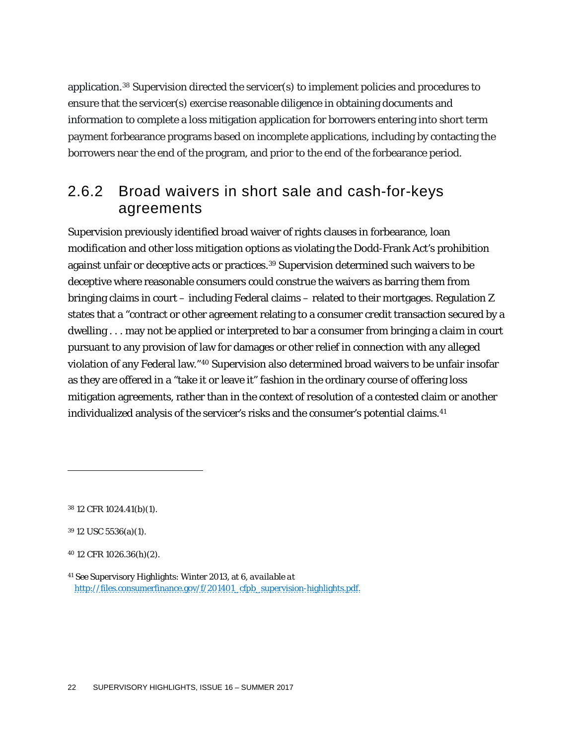application.[38] Supervision directed the servicer(s) to implement policies and procedures to ensure that the servicer(s) exercise reasonable diligence in obtaining documents and information to complete a loss mitigation application for borrowers entering into short term payment forbearance programs based on incomplete applications, including by contacting the borrowers near the end of the program, and prior to the end of the forbearance period.

### 2.6.2 Broad waivers in short sale and cash-for-keys agreements

Supervision previously identified broad waiver of rights clauses in forbearance, loan modification and other loss mitigation options as violating the Dodd-Frank Act's prohibition against unfair or deceptive acts or practices.[39] Supervision determined such waivers to be deceptive where reasonable consumers could construe the waivers as barring them from bringing claims in court – including Federal claims – related to their mortgages. Regulation Z states that a "contract or other agreement relating to a consumer credit transaction secured by a dwelling . . . may not be applied or interpreted to bar a consumer from bringing a claim in court pursuant to any provision of law for damages or other relief in connection with any alleged violation of any Federal law."[40] Supervision also determined broad waivers to be unfair insofar as they are offered in a "take it or leave it" fashion in the ordinary course of offering loss mitigation agreements, rather than in the context of resolution of a contested claim or another individualized analysis of the servicer's risks and the consumer's potential claims.[41]

---

[38] 12 CFR 1024.41(b)(1).

[39] 12 USC 5536(a)(1).

[40] 12 CFR 1026.36(h)(2).

[41] *See Supervisory Highlights: Winter 2013*, at 6, *available at* http://files.consumerfinance.gov/f/201401_cfpb_supervision-highlights.pdf.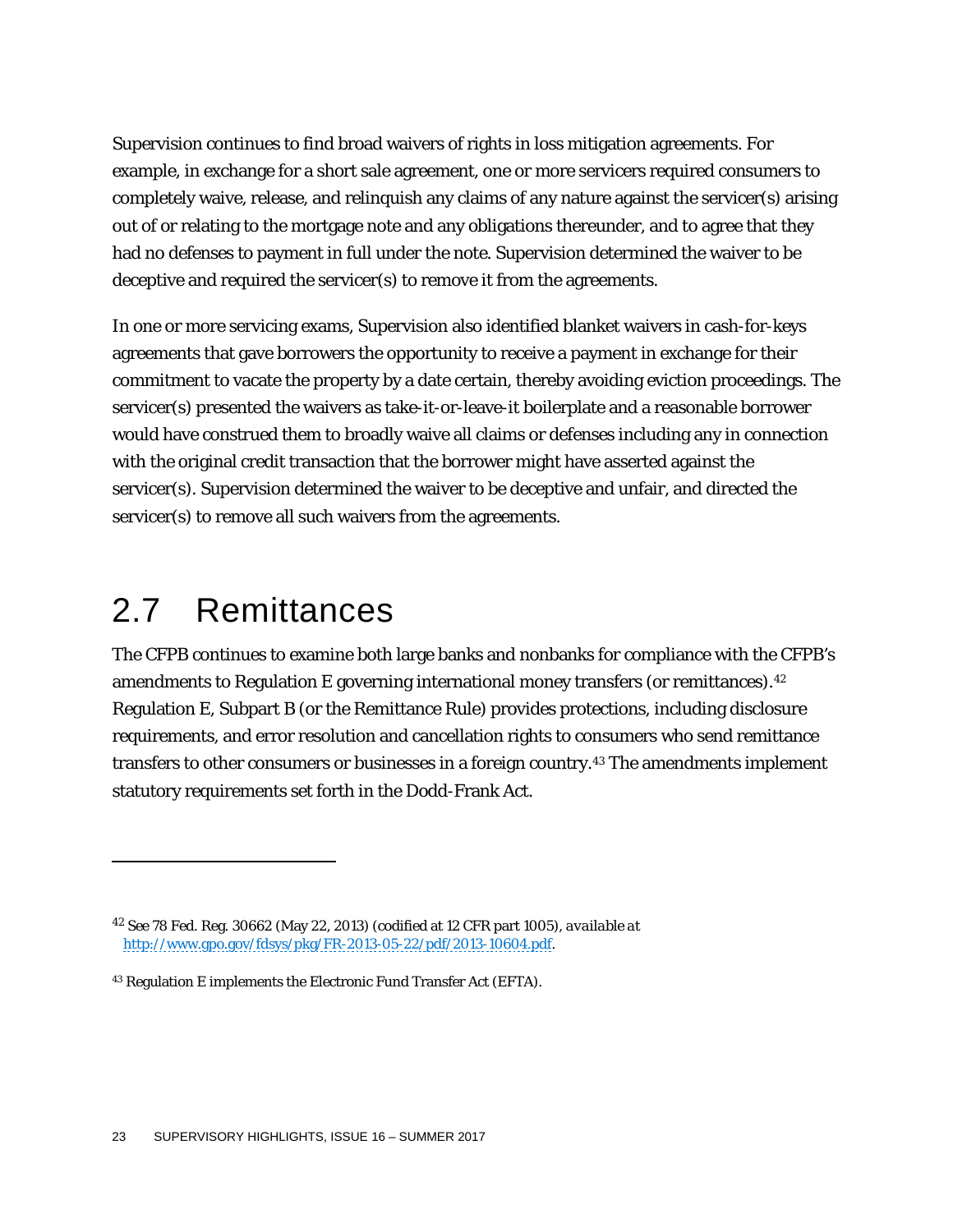Supervision continues to find broad waivers of rights in loss mitigation agreements. For example, in exchange for a short sale agreement, one or more servicers required consumers to completely waive, release, and relinquish any claims of any nature against the servicer(s) arising out of or relating to the mortgage note and any obligations thereunder, and to agree that they had no defenses to payment in full under the note. Supervision determined the waiver to be deceptive and required the servicer(s) to remove it from the agreements.

In one or more servicing exams, Supervision also identified blanket waivers in cash-for-keys agreements that gave borrowers the opportunity to receive a payment in exchange for their commitment to vacate the property by a date certain, thereby avoiding eviction proceedings. The servicer(s) presented the waivers as take-it-or-leave-it boilerplate and a reasonable borrower would have construed them to broadly waive all claims or defenses including any in connection with the original credit transaction that the borrower might have asserted against the servicer(s). Supervision determined the waiver to be deceptive and unfair, and directed the servicer(s) to remove all such waivers from the agreements.

## 2.7 Remittances

The CFPB continues to examine both large banks and nonbanks for compliance with the CFPB's amendments to Regulation E governing international money transfers (or remittances).[42] Regulation E, Subpart B (or the Remittance Rule) provides protections, including disclosure requirements, and error resolution and cancellation rights to consumers who send remittance transfers to other consumers or businesses in a foreign country.[43] The amendments implement statutory requirements set forth in the Dodd-Frank Act.

---

[42] See 78 Fed. Reg. 30662 (May 22, 2013) (codified at 12 CFR part 1005), *available at* http://www.gpo.gov/fdsys/pkg/FR-2013-05-22/pdf/2013-10604.pdf.

[43] Regulation E implements the Electronic Fund Transfer Act (EFTA).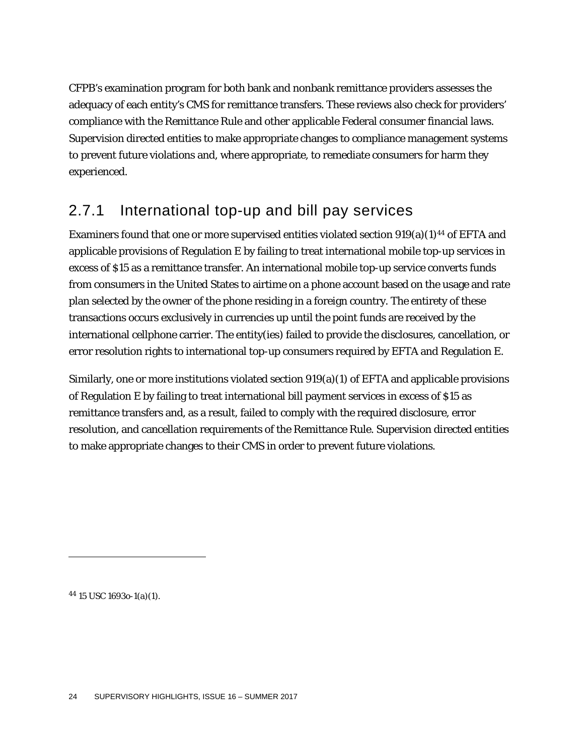CFPB's examination program for both bank and nonbank remittance providers assesses the adequacy of each entity's CMS for remittance transfers. These reviews also check for providers' compliance with the Remittance Rule and other applicable Federal consumer financial laws. Supervision directed entities to make appropriate changes to compliance management systems to prevent future violations and, where appropriate, to remediate consumers for harm they experienced.

### 2.7.1 International top-up and bill pay services

Examiners found that one or more supervised entities violated section 919(a)(1)[44] of EFTA and applicable provisions of Regulation E by failing to treat international mobile top-up services in excess of $15 as a remittance transfer. An international mobile top-up service converts funds from consumers in the United States to airtime on a phone account based on the usage and rate plan selected by the owner of the phone residing in a foreign country. The entirety of these transactions occurs exclusively in currencies up until the point funds are received by the international cellphone carrier. The entity(ies) failed to provide the disclosures, cancellation, or error resolution rights to international top-up consumers required by EFTA and Regulation E.

Similarly, one or more institutions violated section 919(a)(1) of EFTA and applicable provisions of Regulation E by failing to treat international bill payment services in excess of $15 as remittance transfers and, as a result, failed to comply with the required disclosure, error resolution, and cancellation requirements of the Remittance Rule. Supervision directed entities to make appropriate changes to their CMS in order to prevent future violations.

---

[44] 15 USC 1693o-1(a)(1).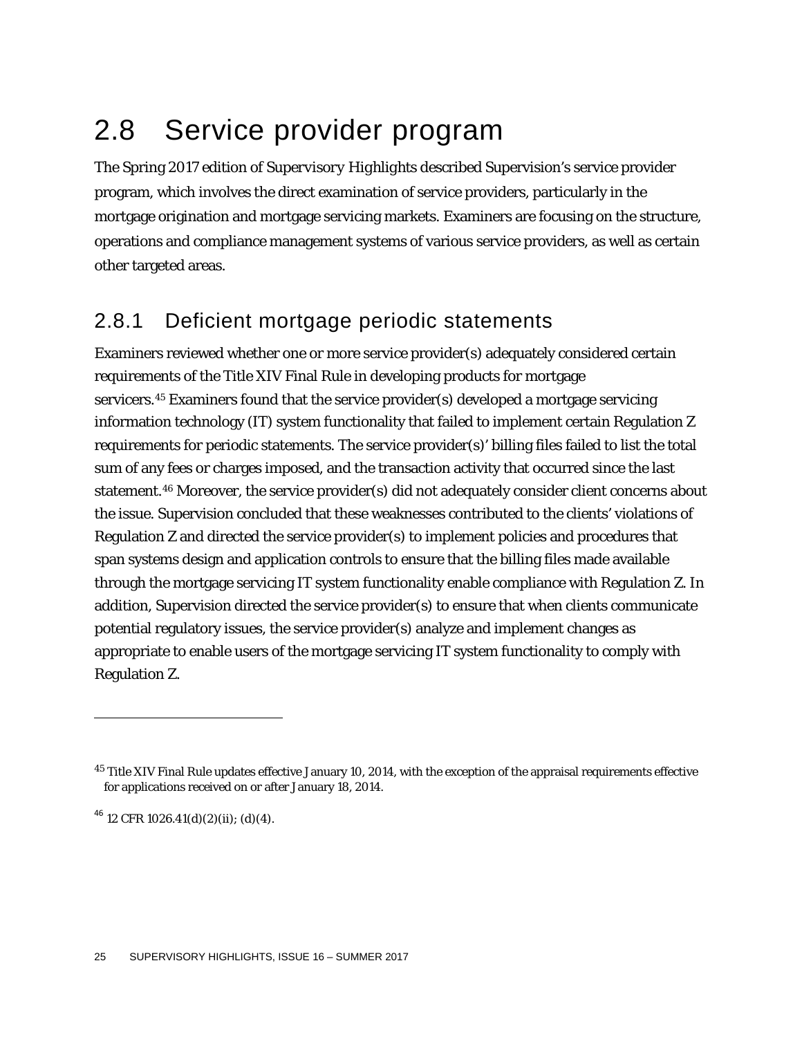# 2.8 Service provider program

The Spring 2017 edition of Supervisory Highlights described Supervision's service provider program, which involves the direct examination of service providers, particularly in the mortgage origination and mortgage servicing markets. Examiners are focusing on the structure, operations and compliance management systems of various service providers, as well as certain other targeted areas.

## 2.8.1 Deficient mortgage periodic statements

Examiners reviewed whether one or more service provider(s) adequately considered certain requirements of the Title XIV Final Rule in developing products for mortgage servicers.[45] Examiners found that the service provider(s) developed a mortgage servicing information technology (IT) system functionality that failed to implement certain Regulation Z requirements for periodic statements. The service provider(s)' billing files failed to list the total sum of any fees or charges imposed, and the transaction activity that occurred since the last statement.[46] Moreover, the service provider(s) did not adequately consider client concerns about the issue. Supervision concluded that these weaknesses contributed to the clients' violations of Regulation Z and directed the service provider(s) to implement policies and procedures that span systems design and application controls to ensure that the billing files made available through the mortgage servicing IT system functionality enable compliance with Regulation Z. In addition, Supervision directed the service provider(s) to ensure that when clients communicate potential regulatory issues, the service provider(s) analyze and implement changes as appropriate to enable users of the mortgage servicing IT system functionality to comply with Regulation Z.

---

[45] Title XIV Final Rule updates effective January 10, 2014, with the exception of the appraisal requirements effective for applications received on or after January 18, 2014.

[46] 12 CFR 1026.41(d)(2)(ii); (d)(4).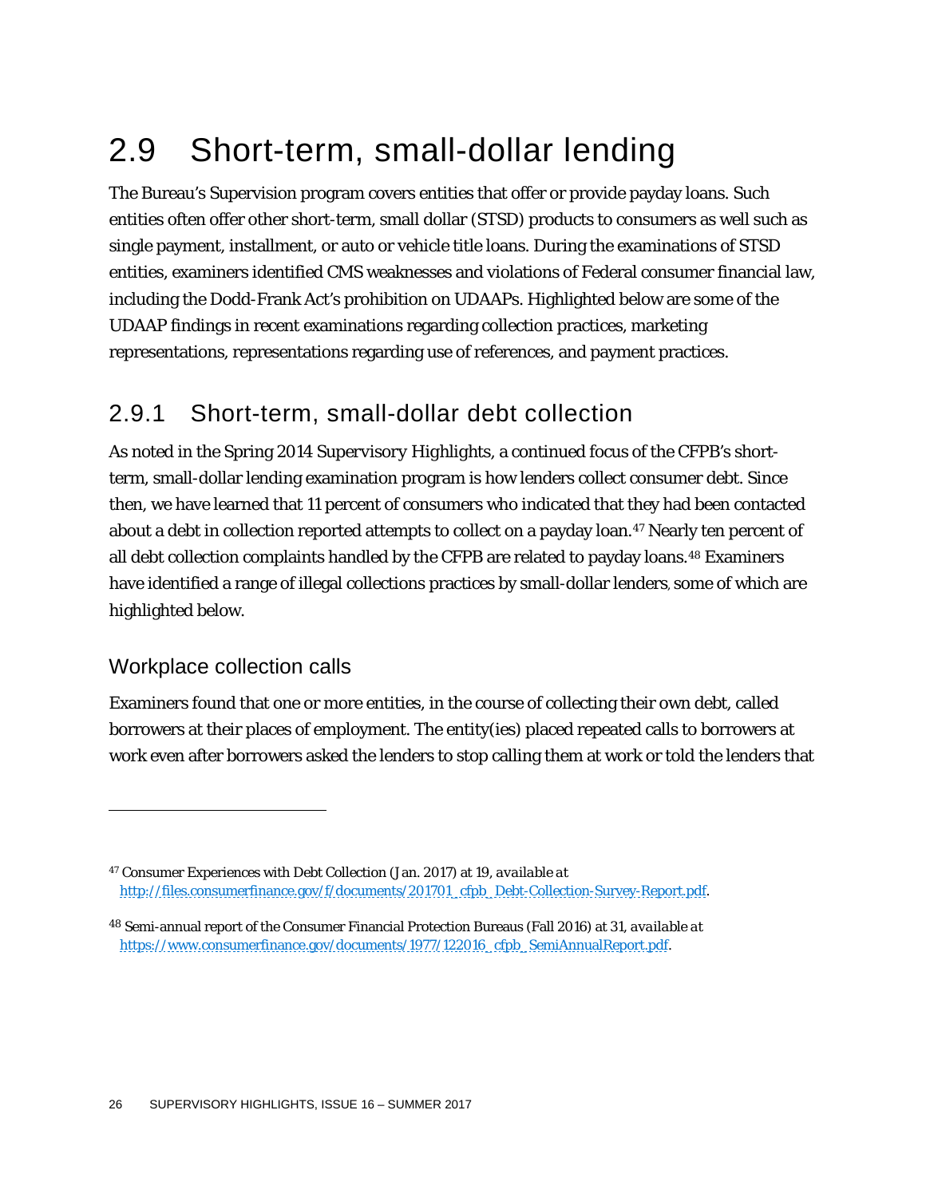# 2.9 Short-term, small-dollar lending

The Bureau's Supervision program covers entities that offer or provide payday loans. Such entities often offer other short-term, small dollar (STSD) products to consumers as well such as single payment, installment, or auto or vehicle title loans. During the examinations of STSD entities, examiners identified CMS weaknesses and violations of Federal consumer financial law, including the Dodd-Frank Act's prohibition on UDAAPs. Highlighted below are some of the UDAAP findings in recent examinations regarding collection practices, marketing representations, representations regarding use of references, and payment practices.

## 2.9.1 Short-term, small-dollar debt collection

As noted in the Spring 2014 Supervisory Highlights, a continued focus of the CFPB's short-term, small-dollar lending examination program is how lenders collect consumer debt. Since then, we have learned that 11 percent of consumers who indicated that they had been contacted about a debt in collection reported attempts to collect on a payday loan.[47] Nearly ten percent of all debt collection complaints handled by the CFPB are related to payday loans.[48] Examiners have identified a range of illegal collections practices by small-dollar lenders, some of which are highlighted below.

### Workplace collection calls

Examiners found that one or more entities, in the course of collecting their own debt, called borrowers at their places of employment. The entity(ies) placed repeated calls to borrowers at work even after borrowers asked the lenders to stop calling them at work or told the lenders that

---

[47] Consumer Experiences with Debt Collection (Jan. 2017) at 19, *available at* http://files.consumerfinance.gov/f/documents/201701_cfpb_Debt-Collection-Survey-Report.pdf.

[48] Semi-annual report of the Consumer Financial Protection Bureaus (Fall 2016) at 31, *available at* https://www.consumerfinance.gov/documents/1977/122016_cfpb_SemiAnnualReport.pdf.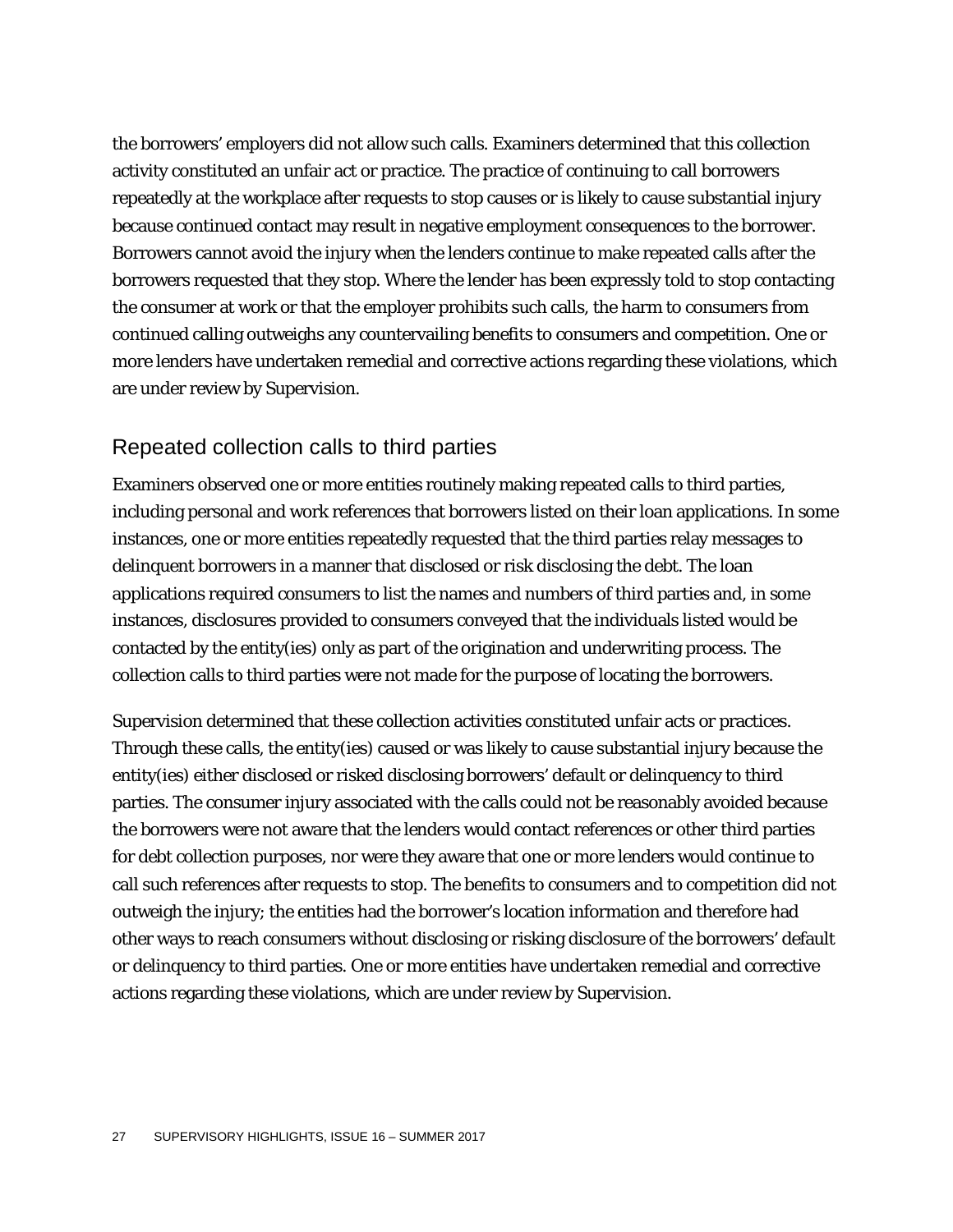the borrowers' employers did not allow such calls. Examiners determined that this collection activity constituted an unfair act or practice. The practice of continuing to call borrowers repeatedly at the workplace after requests to stop causes or is likely to cause substantial injury because continued contact may result in negative employment consequences to the borrower. Borrowers cannot avoid the injury when the lenders continue to make repeated calls after the borrowers requested that they stop. Where the lender has been expressly told to stop contacting the consumer at work or that the employer prohibits such calls, the harm to consumers from continued calling outweighs any countervailing benefits to consumers and competition. One or more lenders have undertaken remedial and corrective actions regarding these violations, which are under review by Supervision.

## Repeated collection calls to third parties

Examiners observed one or more entities routinely making repeated calls to third parties, including personal and work references that borrowers listed on their loan applications. In some instances, one or more entities repeatedly requested that the third parties relay messages to delinquent borrowers in a manner that disclosed or risk disclosing the debt. The loan applications required consumers to list the names and numbers of third parties and, in some instances, disclosures provided to consumers conveyed that the individuals listed would be contacted by the entity(ies) only as part of the origination and underwriting process. The collection calls to third parties were not made for the purpose of locating the borrowers.

Supervision determined that these collection activities constituted unfair acts or practices. Through these calls, the entity(ies) caused or was likely to cause substantial injury because the entity(ies) either disclosed or risked disclosing borrowers' default or delinquency to third parties. The consumer injury associated with the calls could not be reasonably avoided because the borrowers were not aware that the lenders would contact references or other third parties for debt collection purposes, nor were they aware that one or more lenders would continue to call such references after requests to stop. The benefits to consumers and to competition did not outweigh the injury; the entities had the borrower's location information and therefore had other ways to reach consumers without disclosing or risking disclosure of the borrowers' default or delinquency to third parties. One or more entities have undertaken remedial and corrective actions regarding these violations, which are under review by Supervision.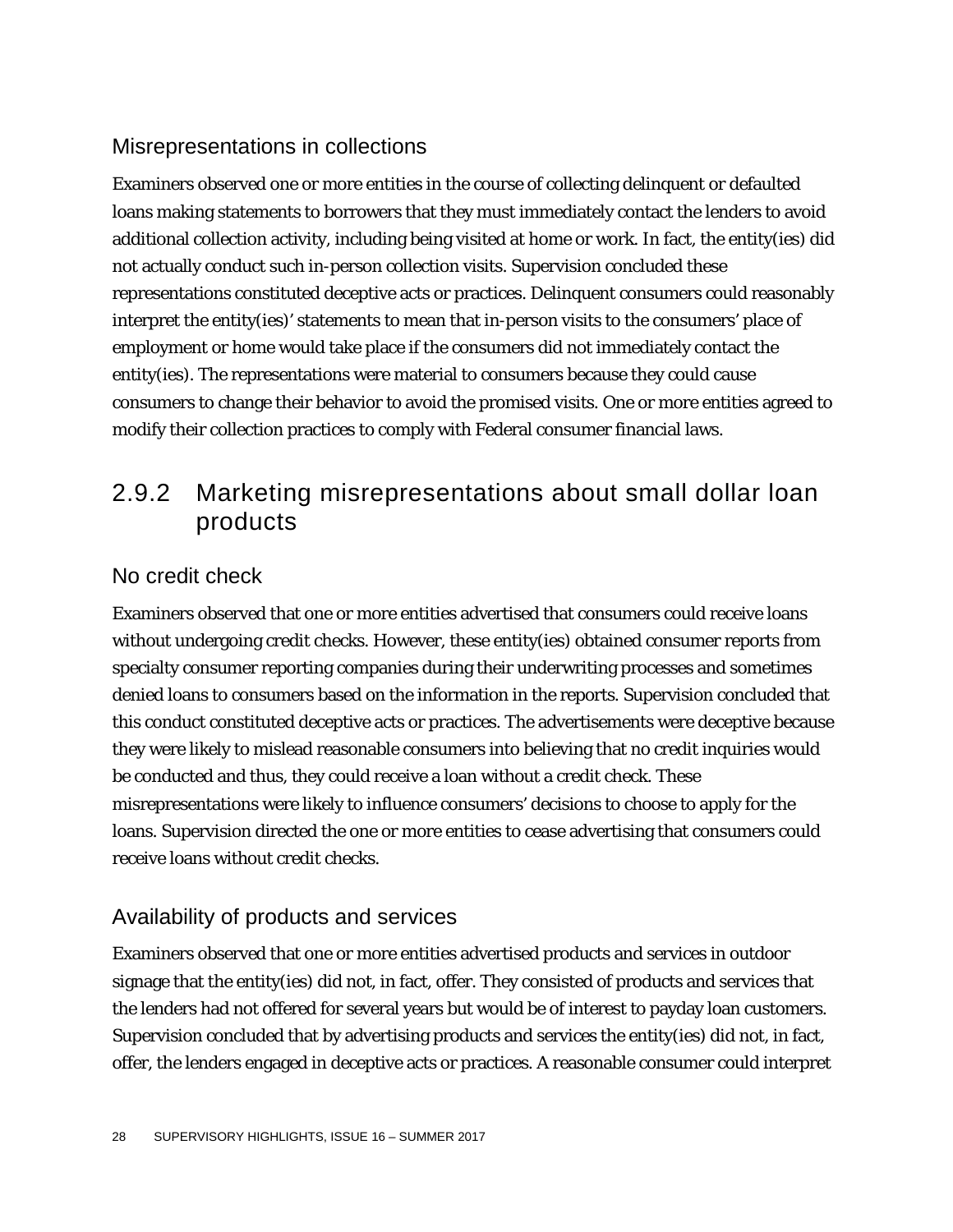### Misrepresentations in collections

Examiners observed one or more entities in the course of collecting delinquent or defaulted loans making statements to borrowers that they must immediately contact the lenders to avoid additional collection activity, including being visited at home or work. In fact, the entity(ies) did not actually conduct such in-person collection visits. Supervision concluded these representations constituted deceptive acts or practices. Delinquent consumers could reasonably interpret the entity(ies)' statements to mean that in-person visits to the consumers' place of employment or home would take place if the consumers did not immediately contact the entity(ies). The representations were material to consumers because they could cause consumers to change their behavior to avoid the promised visits. One or more entities agreed to modify their collection practices to comply with Federal consumer financial laws.

## 2.9.2 Marketing misrepresentations about small dollar loan products

### No credit check

Examiners observed that one or more entities advertised that consumers could receive loans without undergoing credit checks. However, these entity(ies) obtained consumer reports from specialty consumer reporting companies during their underwriting processes and sometimes denied loans to consumers based on the information in the reports. Supervision concluded that this conduct constituted deceptive acts or practices. The advertisements were deceptive because they were likely to mislead reasonable consumers into believing that no credit inquiries would be conducted and thus, they could receive a loan without a credit check. These misrepresentations were likely to influence consumers' decisions to choose to apply for the loans. Supervision directed the one or more entities to cease advertising that consumers could receive loans without credit checks.

### Availability of products and services

Examiners observed that one or more entities advertised products and services in outdoor signage that the entity(ies) did not, in fact, offer. They consisted of products and services that the lenders had not offered for several years but would be of interest to payday loan customers. Supervision concluded that by advertising products and services the entity(ies) did not, in fact, offer, the lenders engaged in deceptive acts or practices. A reasonable consumer could interpret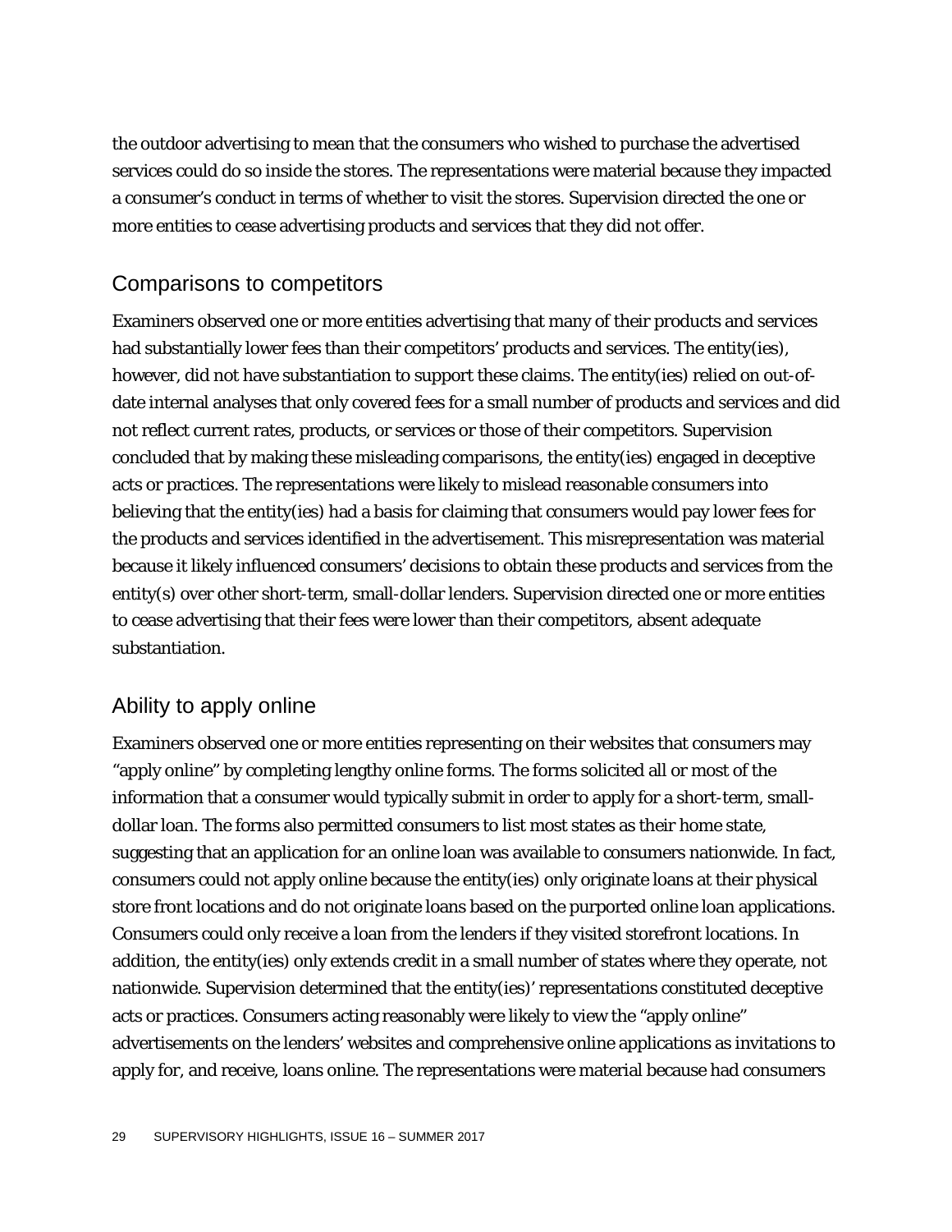the outdoor advertising to mean that the consumers who wished to purchase the advertised services could do so inside the stores. The representations were material because they impacted a consumer's conduct in terms of whether to visit the stores. Supervision directed the one or more entities to cease advertising products and services that they did not offer.

## Comparisons to competitors

Examiners observed one or more entities advertising that many of their products and services had substantially lower fees than their competitors' products and services. The entity(ies), however, did not have substantiation to support these claims. The entity(ies) relied on out-of-date internal analyses that only covered fees for a small number of products and services and did not reflect current rates, products, or services or those of their competitors. Supervision concluded that by making these misleading comparisons, the entity(ies) engaged in deceptive acts or practices. The representations were likely to mislead reasonable consumers into believing that the entity(ies) had a basis for claiming that consumers would pay lower fees for the products and services identified in the advertisement. This misrepresentation was material because it likely influenced consumers' decisions to obtain these products and services from the entity(s) over other short-term, small-dollar lenders. Supervision directed one or more entities to cease advertising that their fees were lower than their competitors, absent adequate substantiation.

## Ability to apply online

Examiners observed one or more entities representing on their websites that consumers may "apply online" by completing lengthy online forms. The forms solicited all or most of the information that a consumer would typically submit in order to apply for a short-term, small-dollar loan. The forms also permitted consumers to list most states as their home state, suggesting that an application for an online loan was available to consumers nationwide. In fact, consumers could not apply online because the entity(ies) only originate loans at their physical store front locations and do not originate loans based on the purported online loan applications. Consumers could only receive a loan from the lenders if they visited storefront locations. In addition, the entity(ies) only extends credit in a small number of states where they operate, not nationwide. Supervision determined that the entity(ies)' representations constituted deceptive acts or practices. Consumers acting reasonably were likely to view the "apply online" advertisements on the lenders' websites and comprehensive online applications as invitations to apply for, and receive, loans online. The representations were material because had consumers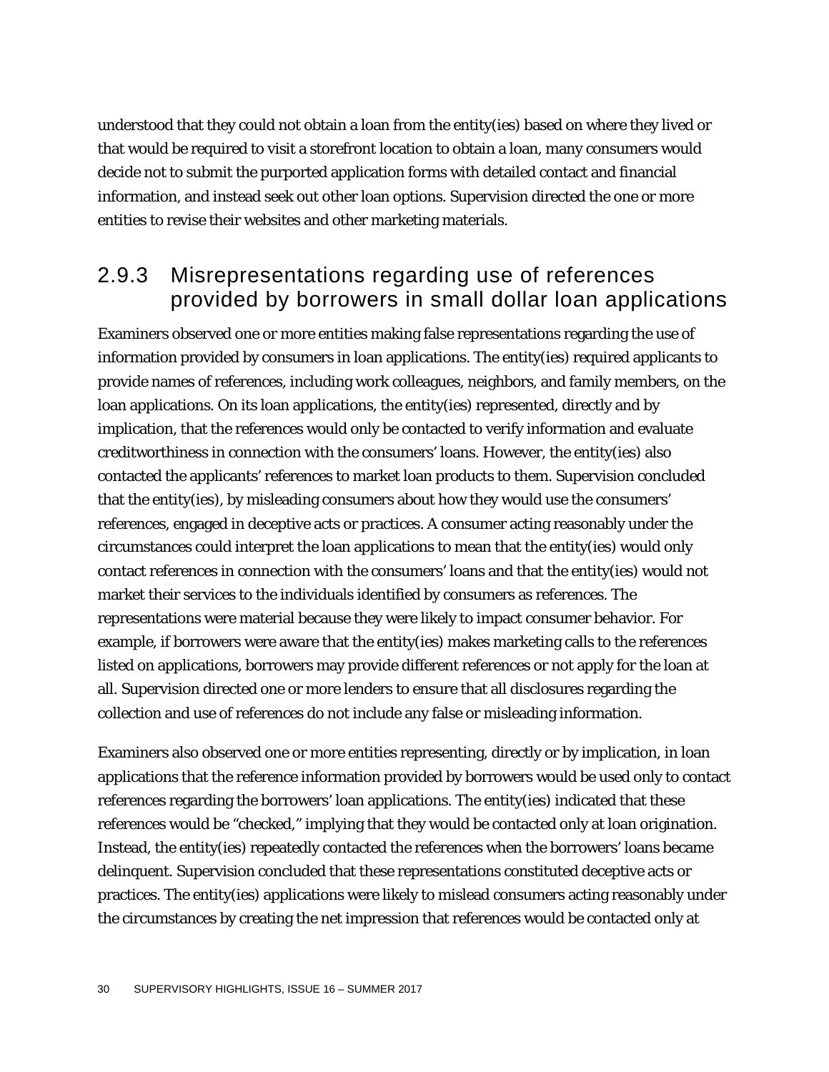understood that they could not obtain a loan from the entity(ies) based on where they lived or that would be required to visit a storefront location to obtain a loan, many consumers would decide not to submit the purported application forms with detailed contact and financial information, and instead seek out other loan options. Supervision directed the one or more entities to revise their websites and other marketing materials.

### 2.9.3 Misrepresentations regarding use of references provided by borrowers in small dollar loan applications

Examiners observed one or more entities making false representations regarding the use of information provided by consumers in loan applications. The entity(ies) required applicants to provide names of references, including work colleagues, neighbors, and family members, on the loan applications. On its loan applications, the entity(ies) represented, directly and by implication, that the references would only be contacted to verify information and evaluate creditworthiness in connection with the consumers' loans. However, the entity(ies) also contacted the applicants' references to market loan products to them. Supervision concluded that the entity(ies), by misleading consumers about how they would use the consumers' references, engaged in deceptive acts or practices. A consumer acting reasonably under the circumstances could interpret the loan applications to mean that the entity(ies) would only contact references in connection with the consumers' loans and that the entity(ies) would not market their services to the individuals identified by consumers as references. The representations were material because they were likely to impact consumer behavior. For example, if borrowers were aware that the entity(ies) makes marketing calls to the references listed on applications, borrowers may provide different references or not apply for the loan at all. Supervision directed one or more lenders to ensure that all disclosures regarding the collection and use of references do not include any false or misleading information.

Examiners also observed one or more entities representing, directly or by implication, in loan applications that the reference information provided by borrowers would be used only to contact references regarding the borrowers' loan applications. The entity(ies) indicated that these references would be "checked," implying that they would be contacted only at loan origination. Instead, the entity(ies) repeatedly contacted the references when the borrowers' loans became delinquent. Supervision concluded that these representations constituted deceptive acts or practices. The entity(ies) applications were likely to mislead consumers acting reasonably under the circumstances by creating the net impression that references would be contacted only at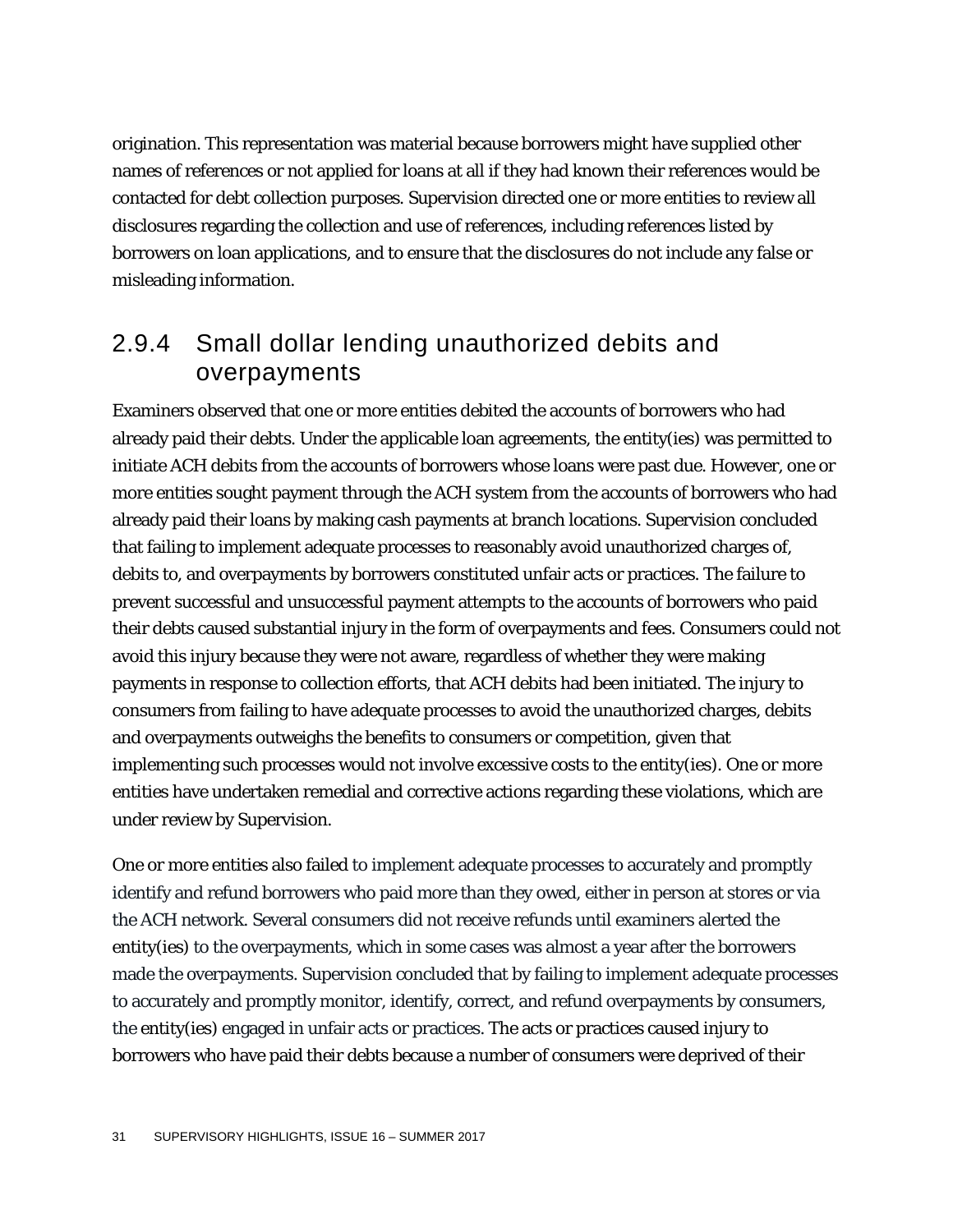origination. This representation was material because borrowers might have supplied other names of references or not applied for loans at all if they had known their references would be contacted for debt collection purposes. Supervision directed one or more entities to review all disclosures regarding the collection and use of references, including references listed by borrowers on loan applications, and to ensure that the disclosures do not include any false or misleading information.

### 2.9.4 Small dollar lending unauthorized debits and overpayments

Examiners observed that one or more entities debited the accounts of borrowers who had already paid their debts. Under the applicable loan agreements, the entity(ies) was permitted to initiate ACH debits from the accounts of borrowers whose loans were past due. However, one or more entities sought payment through the ACH system from the accounts of borrowers who had already paid their loans by making cash payments at branch locations. Supervision concluded that failing to implement adequate processes to reasonably avoid unauthorized charges of, debits to, and overpayments by borrowers constituted unfair acts or practices. The failure to prevent successful and unsuccessful payment attempts to the accounts of borrowers who paid their debts caused substantial injury in the form of overpayments and fees. Consumers could not avoid this injury because they were not aware, regardless of whether they were making payments in response to collection efforts, that ACH debits had been initiated. The injury to consumers from failing to have adequate processes to avoid the unauthorized charges, debits and overpayments outweighs the benefits to consumers or competition, given that implementing such processes would not involve excessive costs to the entity(ies). One or more entities have undertaken remedial and corrective actions regarding these violations, which are under review by Supervision.

One or more entities also failed to implement adequate processes to accurately and promptly identify and refund borrowers who paid more than they owed, either in person at stores or via the ACH network. Several consumers did not receive refunds until examiners alerted the entity(ies) to the overpayments, which in some cases was almost a year after the borrowers made the overpayments. Supervision concluded that by failing to implement adequate processes to accurately and promptly monitor, identify, correct, and refund overpayments by consumers, the entity(ies) engaged in unfair acts or practices. The acts or practices caused injury to borrowers who have paid their debts because a number of consumers were deprived of their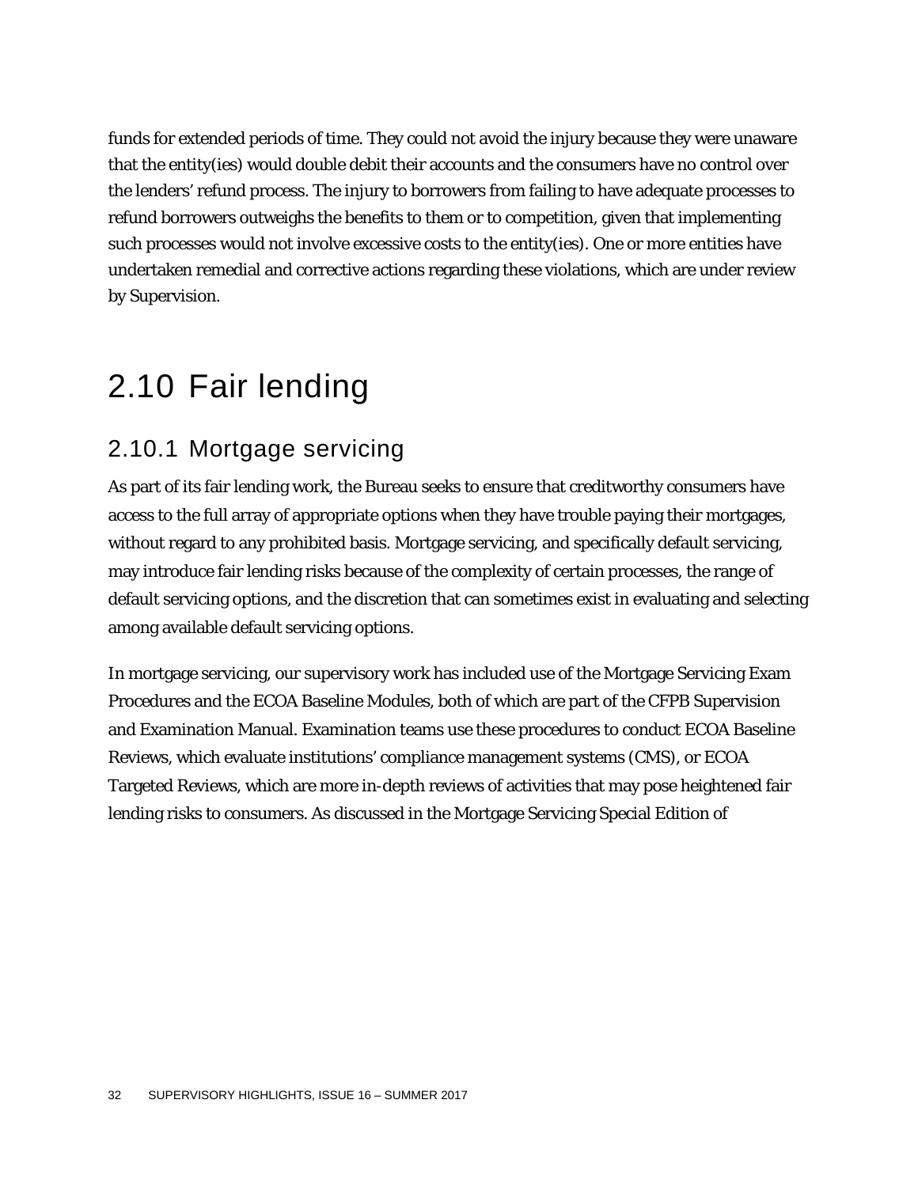funds for extended periods of time. They could not avoid the injury because they were unaware that the entity(ies) would double debit their accounts and the consumers have no control over the lenders' refund process. The injury to borrowers from failing to have adequate processes to refund borrowers outweighs the benefits to them or to competition, given that implementing such processes would not involve excessive costs to the entity(ies). One or more entities have undertaken remedial and corrective actions regarding these violations, which are under review by Supervision.

# 2.10 Fair lending

## 2.10.1 Mortgage servicing

As part of its fair lending work, the Bureau seeks to ensure that creditworthy consumers have access to the full array of appropriate options when they have trouble paying their mortgages, without regard to any prohibited basis. Mortgage servicing, and specifically default servicing, may introduce fair lending risks because of the complexity of certain processes, the range of default servicing options, and the discretion that can sometimes exist in evaluating and selecting among available default servicing options.

In mortgage servicing, our supervisory work has included use of the Mortgage Servicing Exam Procedures and the ECOA Baseline Modules, both of which are part of the CFPB Supervision and Examination Manual. Examination teams use these procedures to conduct ECOA Baseline Reviews, which evaluate institutions' compliance management systems (CMS), or ECOA Targeted Reviews, which are more in-depth reviews of activities that may pose heightened fair lending risks to consumers. As discussed in the Mortgage Servicing Special Edition of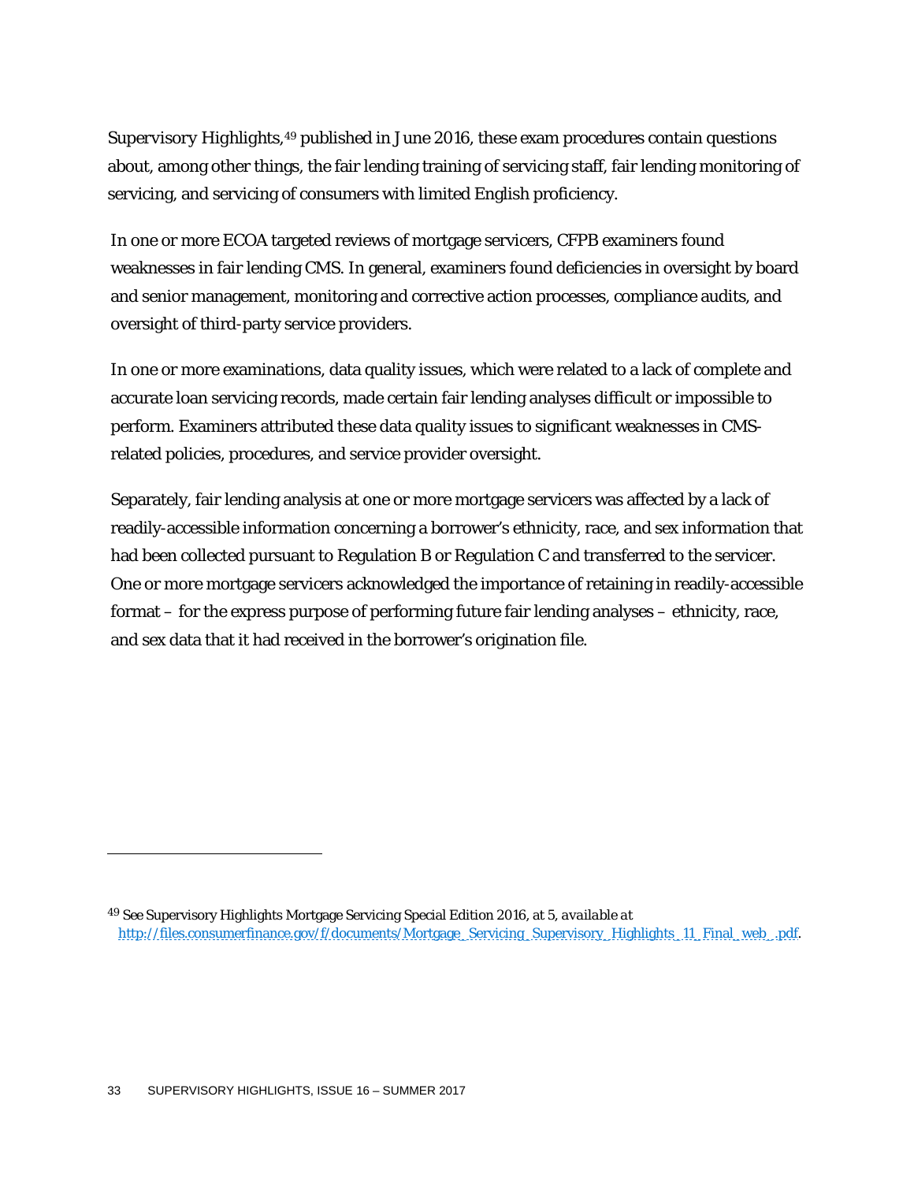Supervisory Highlights,[49] published in June 2016, these exam procedures contain questions about, among other things, the fair lending training of servicing staff, fair lending monitoring of servicing, and servicing of consumers with limited English proficiency.

In one or more ECOA targeted reviews of mortgage servicers, CFPB examiners found weaknesses in fair lending CMS. In general, examiners found deficiencies in oversight by board and senior management, monitoring and corrective action processes, compliance audits, and oversight of third-party service providers.

In one or more examinations, data quality issues, which were related to a lack of complete and accurate loan servicing records, made certain fair lending analyses difficult or impossible to perform. Examiners attributed these data quality issues to significant weaknesses in CMS-related policies, procedures, and service provider oversight.

Separately, fair lending analysis at one or more mortgage servicers was affected by a lack of readily-accessible information concerning a borrower's ethnicity, race, and sex information that had been collected pursuant to Regulation B or Regulation C and transferred to the servicer. One or more mortgage servicers acknowledged the importance of retaining in readily-accessible format – for the express purpose of performing future fair lending analyses – ethnicity, race, and sex data that it had received in the borrower's origination file.

---

[49] See Supervisory Highlights Mortgage Servicing Special Edition 2016, at 5, *available at* [http://files.consumerfinance.gov/f/documents/Mortgage_Servicing_Supervisory_Highlights_11_Final_web_.pdf](http://files.consumerfinance.gov/f/documents/Mortgage_Servicing_Supervisory_Highlights_11_Final_web_.pdf).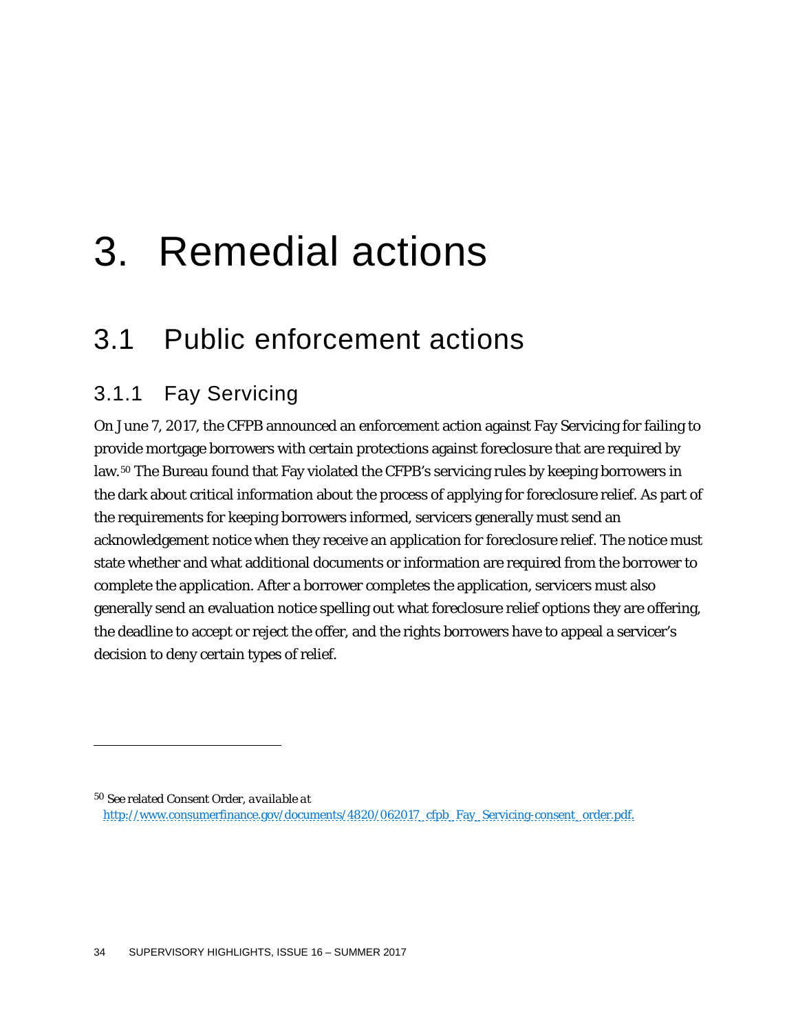# 3. Remedial actions

## 3.1 Public enforcement actions

### 3.1.1 Fay Servicing

On June 7, 2017, the CFPB announced an enforcement action against Fay Servicing for failing to provide mortgage borrowers with certain protections against foreclosure that are required by law.[50] The Bureau found that Fay violated the CFPB's servicing rules by keeping borrowers in the dark about critical information about the process of applying for foreclosure relief. As part of the requirements for keeping borrowers informed, servicers generally must send an acknowledgement notice when they receive an application for foreclosure relief. The notice must state whether and what additional documents or information are required from the borrower to complete the application. After a borrower completes the application, servicers must also generally send an evaluation notice spelling out what foreclosure relief options they are offering, the deadline to accept or reject the offer, and the rights borrowers have to appeal a servicer's decision to deny certain types of relief.

---

[50] See related Consent Order, *available at* http://www.consumerfinance.gov/documents/4820/062017_cfpb_Fay_Servicing-consent_order.pdf.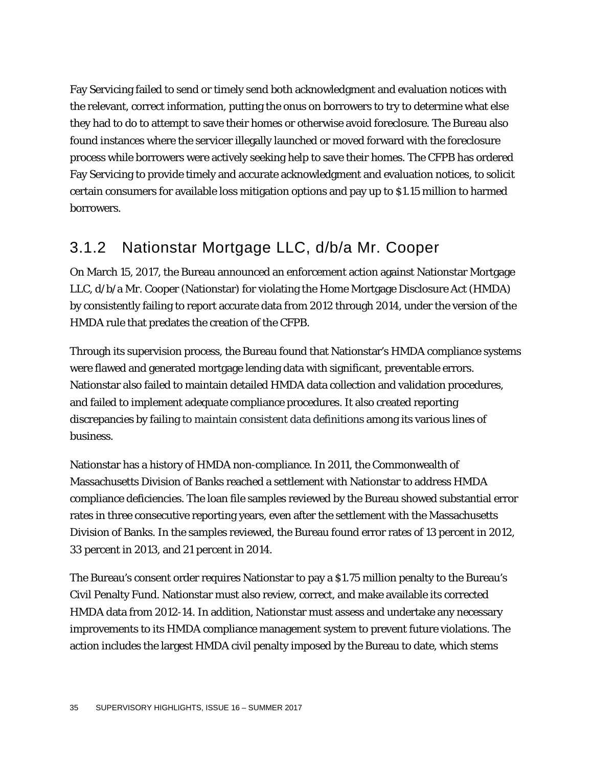Fay Servicing failed to send or timely send both acknowledgment and evaluation notices with the relevant, correct information, putting the onus on borrowers to try to determine what else they had to do to attempt to save their homes or otherwise avoid foreclosure. The Bureau also found instances where the servicer illegally launched or moved forward with the foreclosure process while borrowers were actively seeking help to save their homes. The CFPB has ordered Fay Servicing to provide timely and accurate acknowledgment and evaluation notices, to solicit certain consumers for available loss mitigation options and pay up to $1.15 million to harmed borrowers.

### 3.1.2 Nationstar Mortgage LLC, d/b/a Mr. Cooper

On March 15, 2017, the Bureau announced an enforcement action against Nationstar Mortgage LLC, d/b/a Mr. Cooper (Nationstar) for violating the Home Mortgage Disclosure Act (HMDA) by consistently failing to report accurate data from 2012 through 2014, under the version of the HMDA rule that predates the creation of the CFPB.

Through its supervision process, the Bureau found that Nationstar's HMDA compliance systems were flawed and generated mortgage lending data with significant, preventable errors. Nationstar also failed to maintain detailed HMDA data collection and validation procedures, and failed to implement adequate compliance procedures. It also created reporting discrepancies by failing to maintain consistent data definitions among its various lines of business.

Nationstar has a history of HMDA non-compliance. In 2011, the Commonwealth of Massachusetts Division of Banks reached a settlement with Nationstar to address HMDA compliance deficiencies. The loan file samples reviewed by the Bureau showed substantial error rates in three consecutive reporting years, even after the settlement with the Massachusetts Division of Banks. In the samples reviewed, the Bureau found error rates of 13 percent in 2012, 33 percent in 2013, and 21 percent in 2014.

The Bureau's consent order requires Nationstar to pay a $1.75 million penalty to the Bureau's Civil Penalty Fund. Nationstar must also review, correct, and make available its corrected HMDA data from 2012-14. In addition, Nationstar must assess and undertake any necessary improvements to its HMDA compliance management system to prevent future violations. The action includes the largest HMDA civil penalty imposed by the Bureau to date, which stems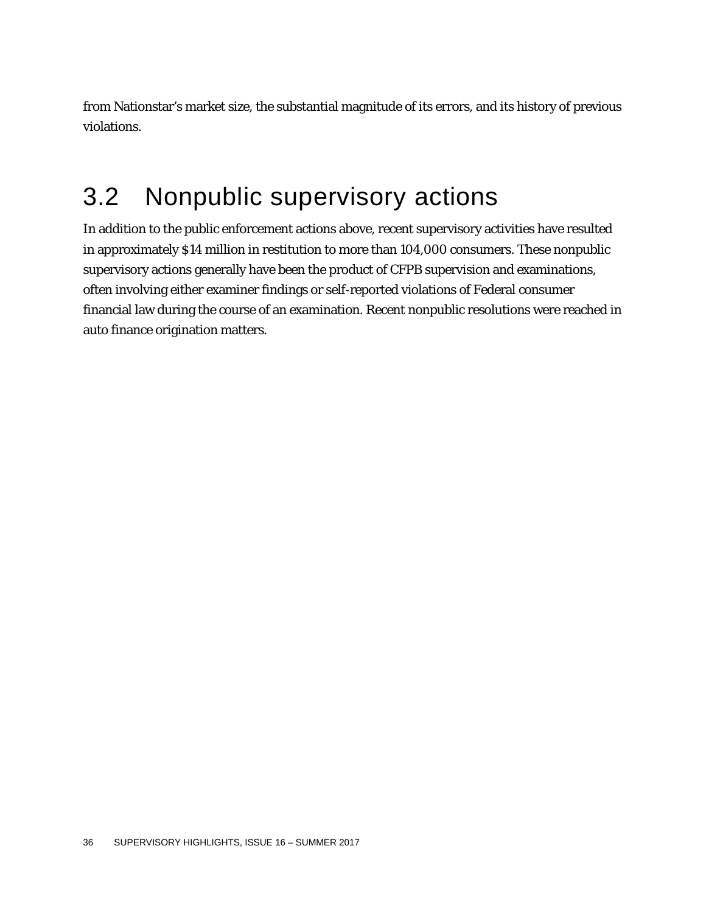from Nationstar's market size, the substantial magnitude of its errors, and its history of previous violations.

## 3.2 Nonpublic supervisory actions

In addition to the public enforcement actions above, recent supervisory activities have resulted in approximately $14 million in restitution to more than 104,000 consumers. These nonpublic supervisory actions generally have been the product of CFPB supervision and examinations, often involving either examiner findings or self-reported violations of Federal consumer financial law during the course of an examination. Recent nonpublic resolutions were reached in auto finance origination matters.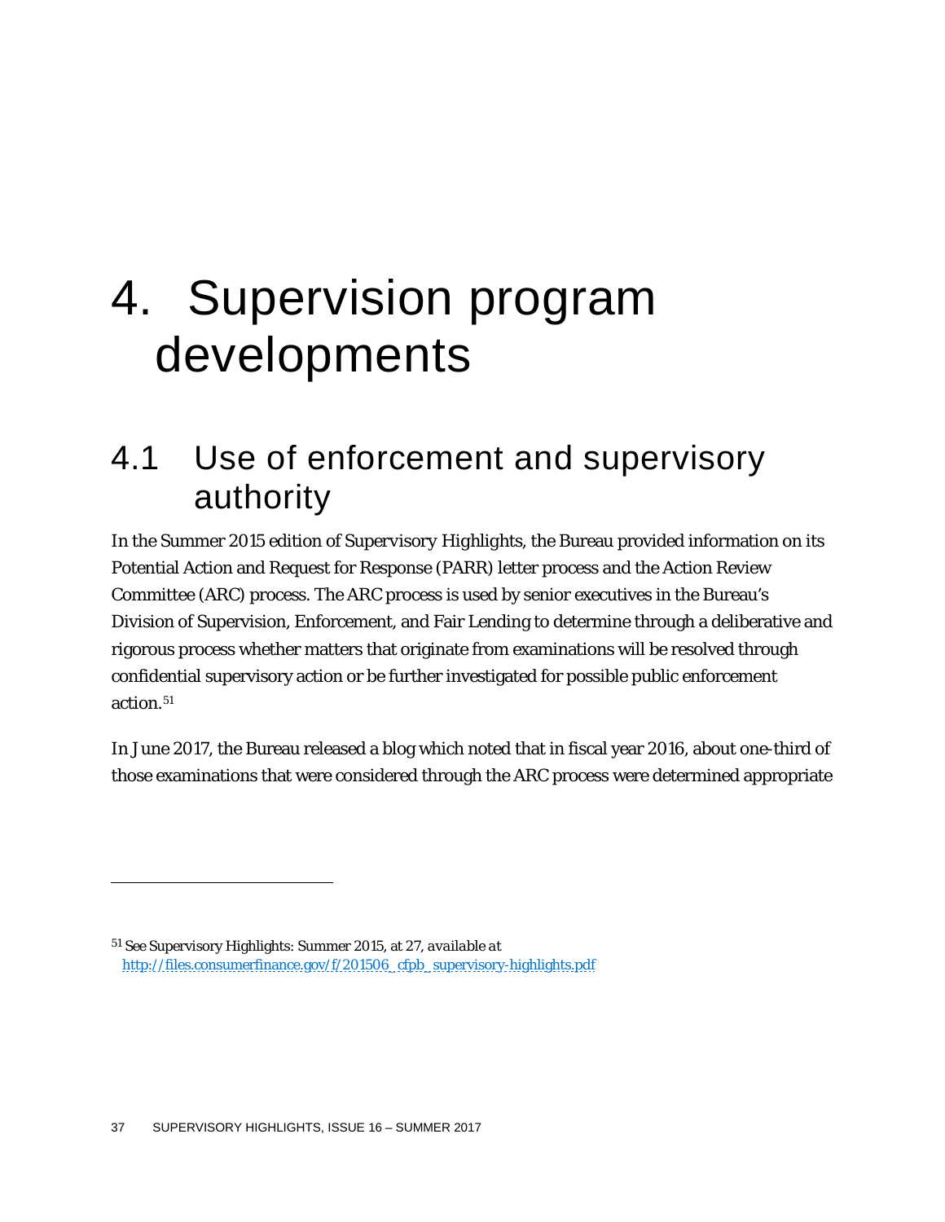# 4. Supervision program developments

## 4.1 Use of enforcement and supervisory authority

In the Summer 2015 edition of Supervisory Highlights, the Bureau provided information on its Potential Action and Request for Response (PARR) letter process and the Action Review Committee (ARC) process. The ARC process is used by senior executives in the Bureau's Division of Supervision, Enforcement, and Fair Lending to determine through a deliberative and rigorous process whether matters that originate from examinations will be resolved through confidential supervisory action or be further investigated for possible public enforcement action.[51]

In June 2017, the Bureau released a blog which noted that in fiscal year 2016, about one-third of those examinations that were considered through the ARC process were determined appropriate

---

[51] See Supervisory Highlights: Summer 2015, at 27, *available at* http://files.consumerfinance.gov/f/201506_cfpb_supervisory-highlights.pdf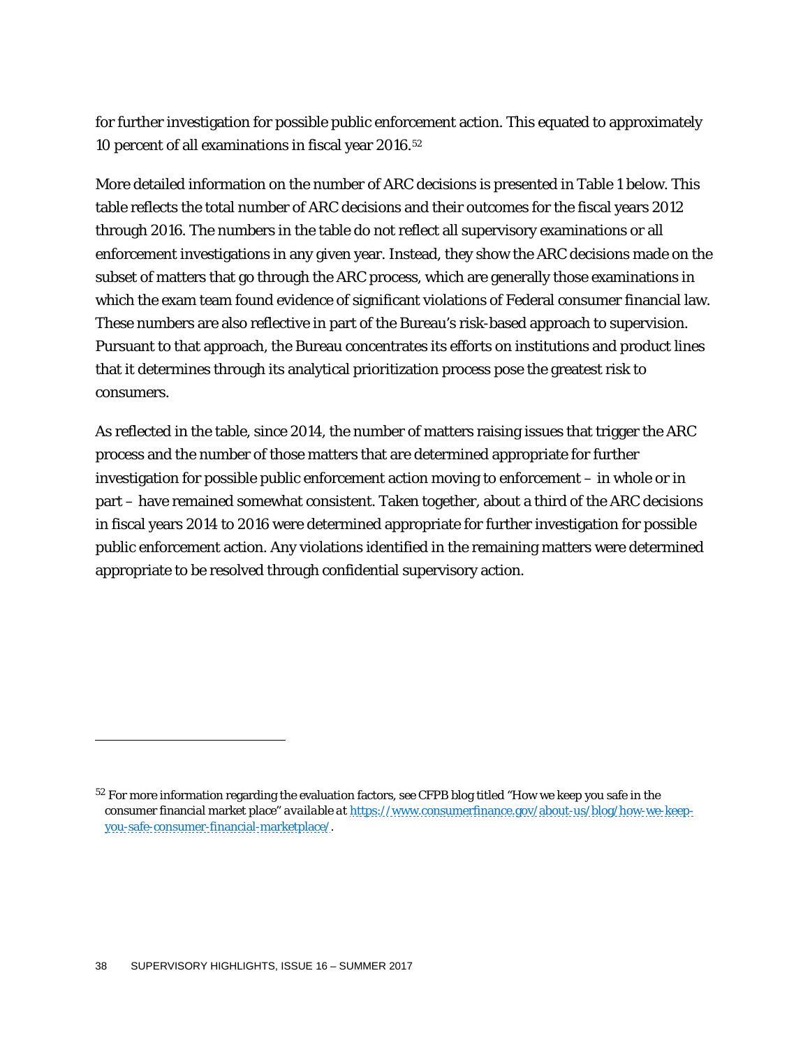for further investigation for possible public enforcement action. This equated to approximately 10 percent of all examinations in fiscal year 2016.[52]

More detailed information on the number of ARC decisions is presented in Table 1 below. This table reflects the total number of ARC decisions and their outcomes for the fiscal years 2012 through 2016. The numbers in the table do not reflect all supervisory examinations or all enforcement investigations in any given year. Instead, they show the ARC decisions made on the subset of matters that go through the ARC process, which are generally those examinations in which the exam team found evidence of significant violations of Federal consumer financial law. These numbers are also reflective in part of the Bureau's risk-based approach to supervision. Pursuant to that approach, the Bureau concentrates its efforts on institutions and product lines that it determines through its analytical prioritization process pose the greatest risk to consumers.

As reflected in the table, since 2014, the number of matters raising issues that trigger the ARC process and the number of those matters that are determined appropriate for further investigation for possible public enforcement action moving to enforcement – in whole or in part – have remained somewhat consistent. Taken together, about a third of the ARC decisions in fiscal years 2014 to 2016 were determined appropriate for further investigation for possible public enforcement action. Any violations identified in the remaining matters were determined appropriate to be resolved through confidential supervisory action.

---

[52] For more information regarding the evaluation factors, see CFPB blog titled "How we keep you safe in the consumer financial market place" *available at* https://www.consumerfinance.gov/about-us/blog/how-we-keep-you-safe-consumer-financial-marketplace/.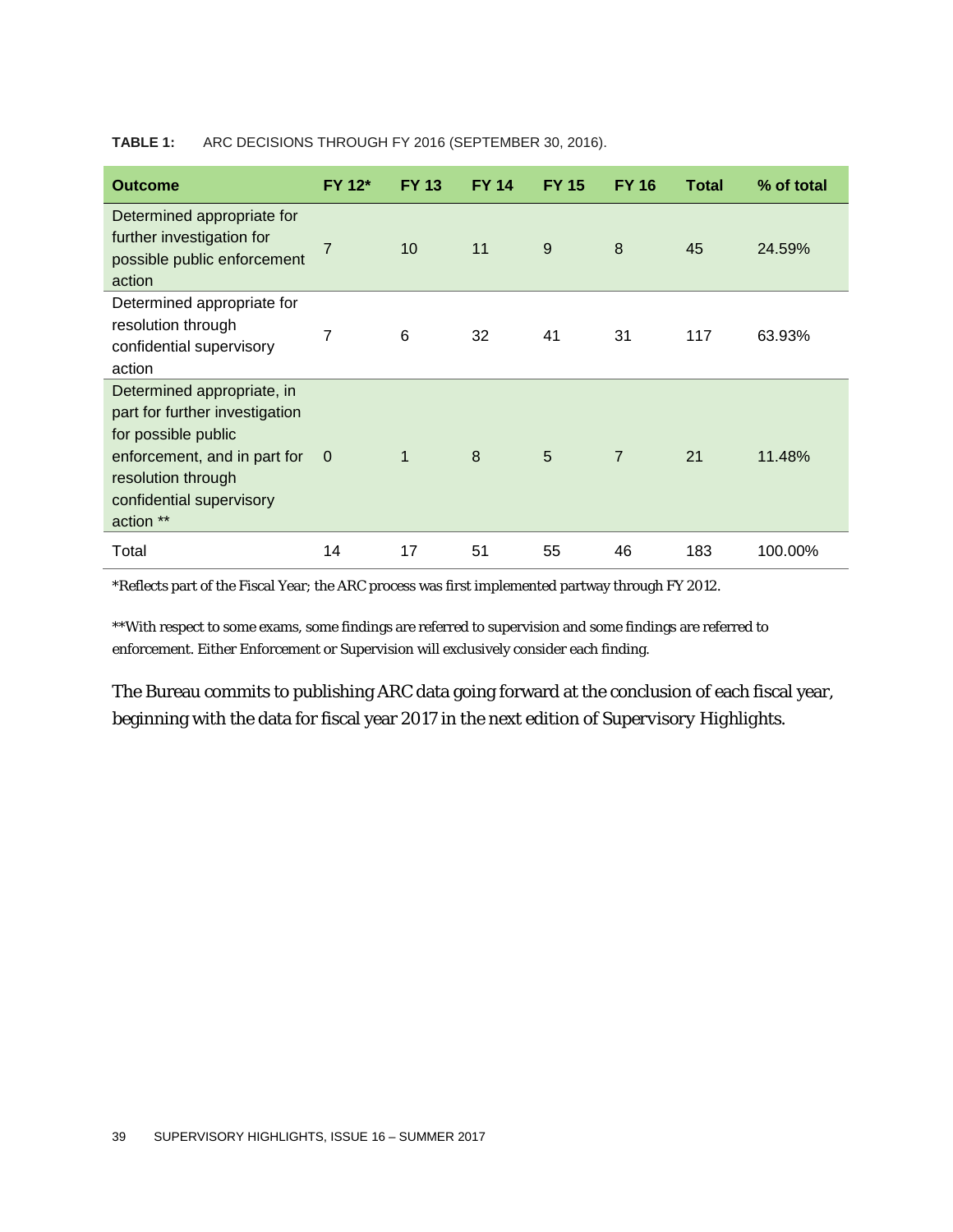**TABLE 1:** ARC DECISIONS THROUGH FY 2016 (SEPTEMBER 30, 2016).

| Outcome | FY 12* | FY 13 | FY 14 | FY 15 | FY 16 | Total | % of total |
|---|---|---|---|---|---|---|---|
| Determined appropriate for further investigation for possible public enforcement action | 7 | 10 | 11 | 9 | 8 | 45 | 24.59% |
| Determined appropriate for resolution through confidential supervisory action | 7 | 6 | 32 | 41 | 31 | 117 | 63.93% |
| Determined appropriate, in part for further investigation for possible public enforcement, and in part for resolution through confidential supervisory action ** | 0 | 1 | 8 | 5 | 7 | 21 | 11.48% |
| Total | 14 | 17 | 51 | 55 | 46 | 183 | 100.00% |

*Reflects part of the Fiscal Year; the ARC process was first implemented partway through FY 2012.

**With respect to some exams, some findings are referred to supervision and some findings are referred to enforcement. Either Enforcement or Supervision will exclusively consider each finding.

The Bureau commits to publishing ARC data going forward at the conclusion of each fiscal year, beginning with the data for fiscal year 2017 in the next edition of Supervisory Highlights.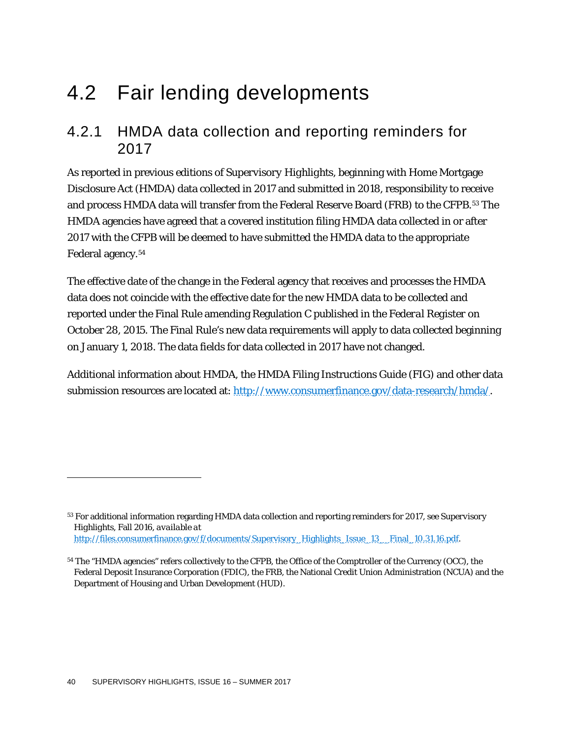# 4.2 Fair lending developments

## 4.2.1 HMDA data collection and reporting reminders for 2017

As reported in previous editions of Supervisory Highlights, beginning with Home Mortgage Disclosure Act (HMDA) data collected in 2017 and submitted in 2018, responsibility to receive and process HMDA data will transfer from the Federal Reserve Board (FRB) to the CFPB.[53] The HMDA agencies have agreed that a covered institution filing HMDA data collected in or after 2017 with the CFPB will be deemed to have submitted the HMDA data to the appropriate Federal agency.[54]

The effective date of the change in the Federal agency that receives and processes the HMDA data does not coincide with the effective date for the new HMDA data to be collected and reported under the Final Rule amending Regulation C published in the *Federal Register* on October 28, 2015. The Final Rule's new data requirements will apply to data collected beginning on January 1, 2018. The data fields for data collected in 2017 have not changed.

Additional information about HMDA, the HMDA Filing Instructions Guide (FIG) and other data submission resources are located at: http://www.consumerfinance.gov/data-research/hmda/.

---

[53] For additional information regarding HMDA data collection and reporting reminders for 2017, see Supervisory Highlights, Fall 2016, *available at* http://files.consumerfinance.gov/f/documents/Supervisory_Highlights_Issue_13__Final_10.31.16.pdf.

[54] The "HMDA agencies" refers collectively to the CFPB, the Office of the Comptroller of the Currency (OCC), the Federal Deposit Insurance Corporation (FDIC), the FRB, the National Credit Union Administration (NCUA) and the Department of Housing and Urban Development (HUD).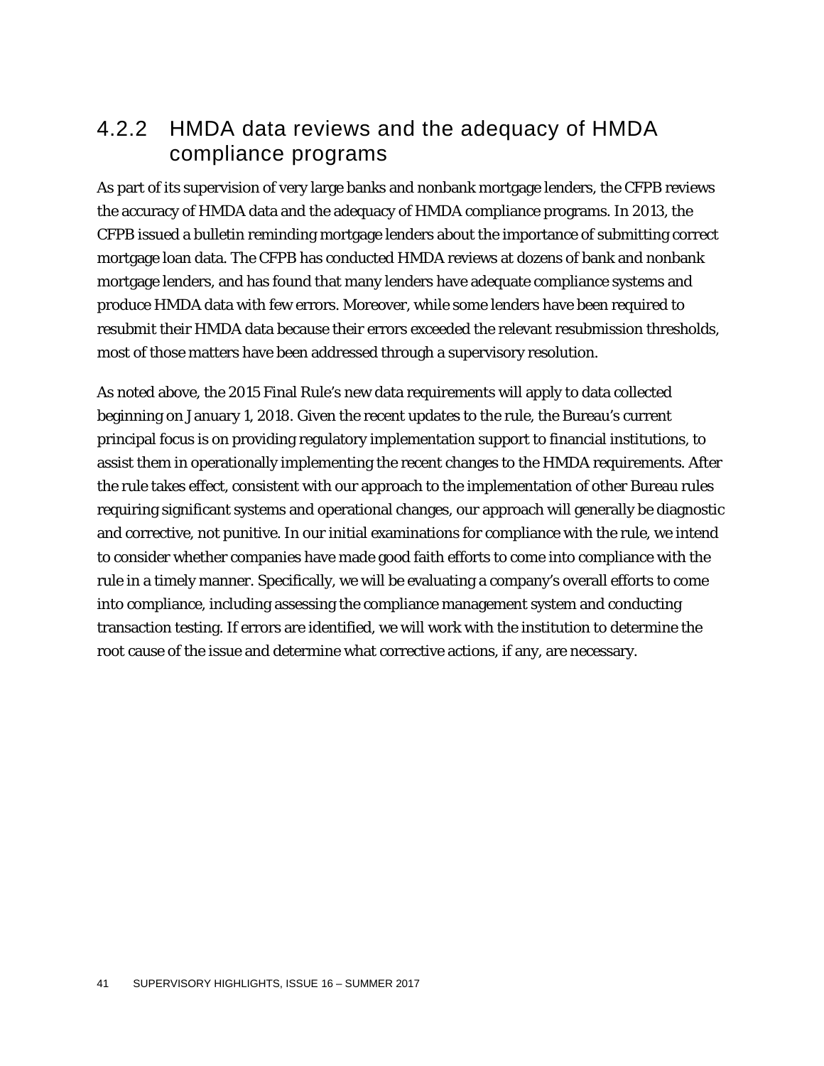### 4.2.2 HMDA data reviews and the adequacy of HMDA compliance programs

As part of its supervision of very large banks and nonbank mortgage lenders, the CFPB reviews the accuracy of HMDA data and the adequacy of HMDA compliance programs. In 2013, the CFPB issued a bulletin reminding mortgage lenders about the importance of submitting correct mortgage loan data. The CFPB has conducted HMDA reviews at dozens of bank and nonbank mortgage lenders, and has found that many lenders have adequate compliance systems and produce HMDA data with few errors. Moreover, while some lenders have been required to resubmit their HMDA data because their errors exceeded the relevant resubmission thresholds, most of those matters have been addressed through a supervisory resolution.

As noted above, the 2015 Final Rule's new data requirements will apply to data collected beginning on January 1, 2018. Given the recent updates to the rule, the Bureau's current principal focus is on providing regulatory implementation support to financial institutions, to assist them in operationally implementing the recent changes to the HMDA requirements. After the rule takes effect, consistent with our approach to the implementation of other Bureau rules requiring significant systems and operational changes, our approach will generally be diagnostic and corrective, not punitive. In our initial examinations for compliance with the rule, we intend to consider whether companies have made good faith efforts to come into compliance with the rule in a timely manner. Specifically, we will be evaluating a company's overall efforts to come into compliance, including assessing the compliance management system and conducting transaction testing. If errors are identified, we will work with the institution to determine the root cause of the issue and determine what corrective actions, if any, are necessary.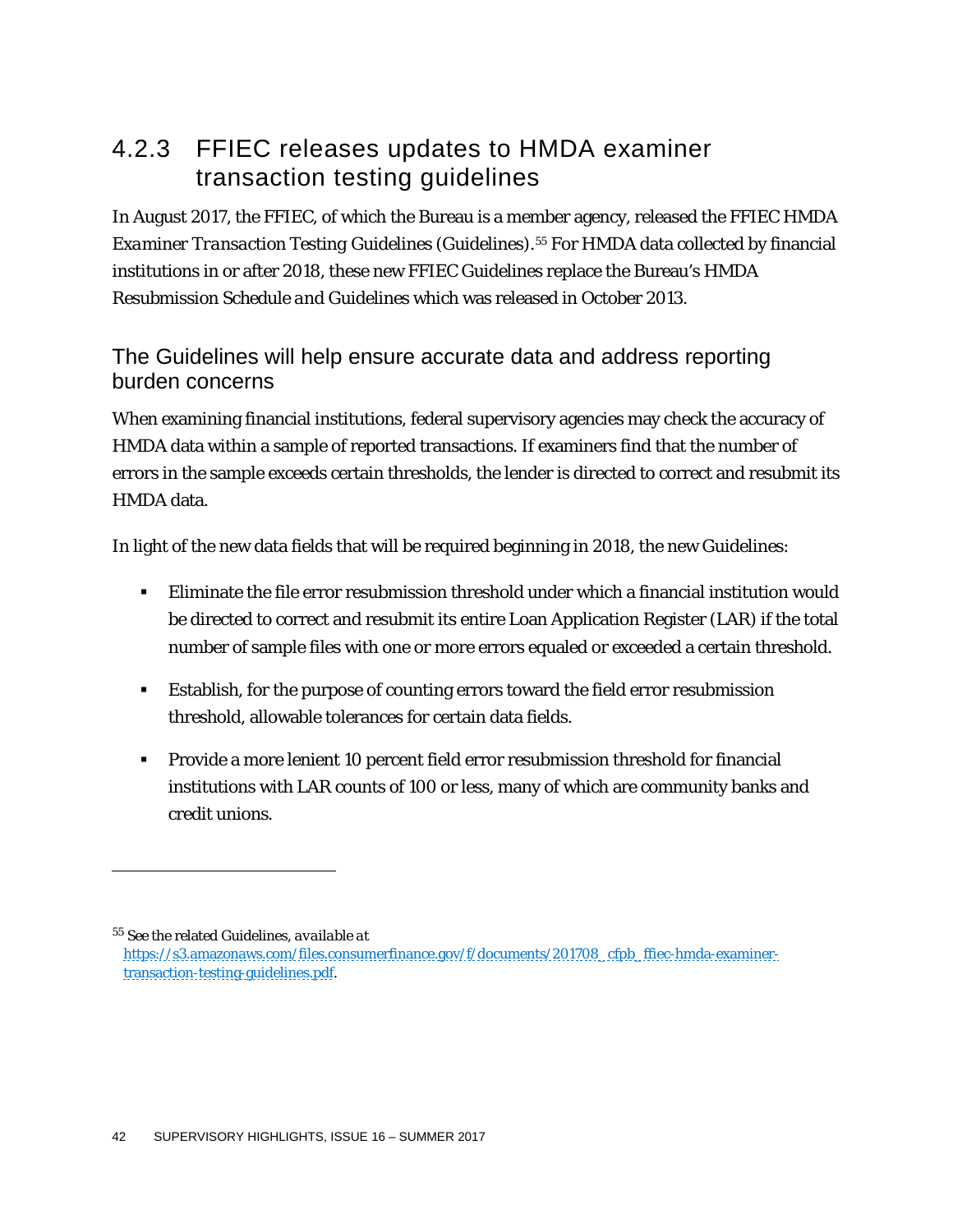## 4.2.3 FFIEC releases updates to HMDA examiner transaction testing guidelines

In August 2017, the FFIEC, of which the Bureau is a member agency, released the *FFIEC HMDA Examiner Transaction Testing Guidelines* (Guidelines).[55] For HMDA data collected by financial institutions in or after 2018, these new FFIEC Guidelines replace the Bureau's *HMDA Resubmission Schedule and Guidelines* which was released in October 2013.

### The Guidelines will help ensure accurate data and address reporting burden concerns

When examining financial institutions, federal supervisory agencies may check the accuracy of HMDA data within a sample of reported transactions. If examiners find that the number of errors in the sample exceeds certain thresholds, the lender is directed to correct and resubmit its HMDA data.

In light of the new data fields that will be required beginning in 2018, the new Guidelines:

- Eliminate the file error resubmission threshold under which a financial institution would be directed to correct and resubmit its entire Loan Application Register (LAR) if the total number of sample files with one or more errors equaled or exceeded a certain threshold.
- Establish, for the purpose of counting errors toward the field error resubmission threshold, allowable tolerances for certain data fields.
- Provide a more lenient 10 percent field error resubmission threshold for financial institutions with LAR counts of 100 or less, many of which are community banks and credit unions.

---

[55] See the related Guidelines, *available at* https://s3.amazonaws.com/files.consumerfinance.gov/f/documents/201708_cfpb_ffiec-hmda-examiner-transaction-testing-guidelines.pdf.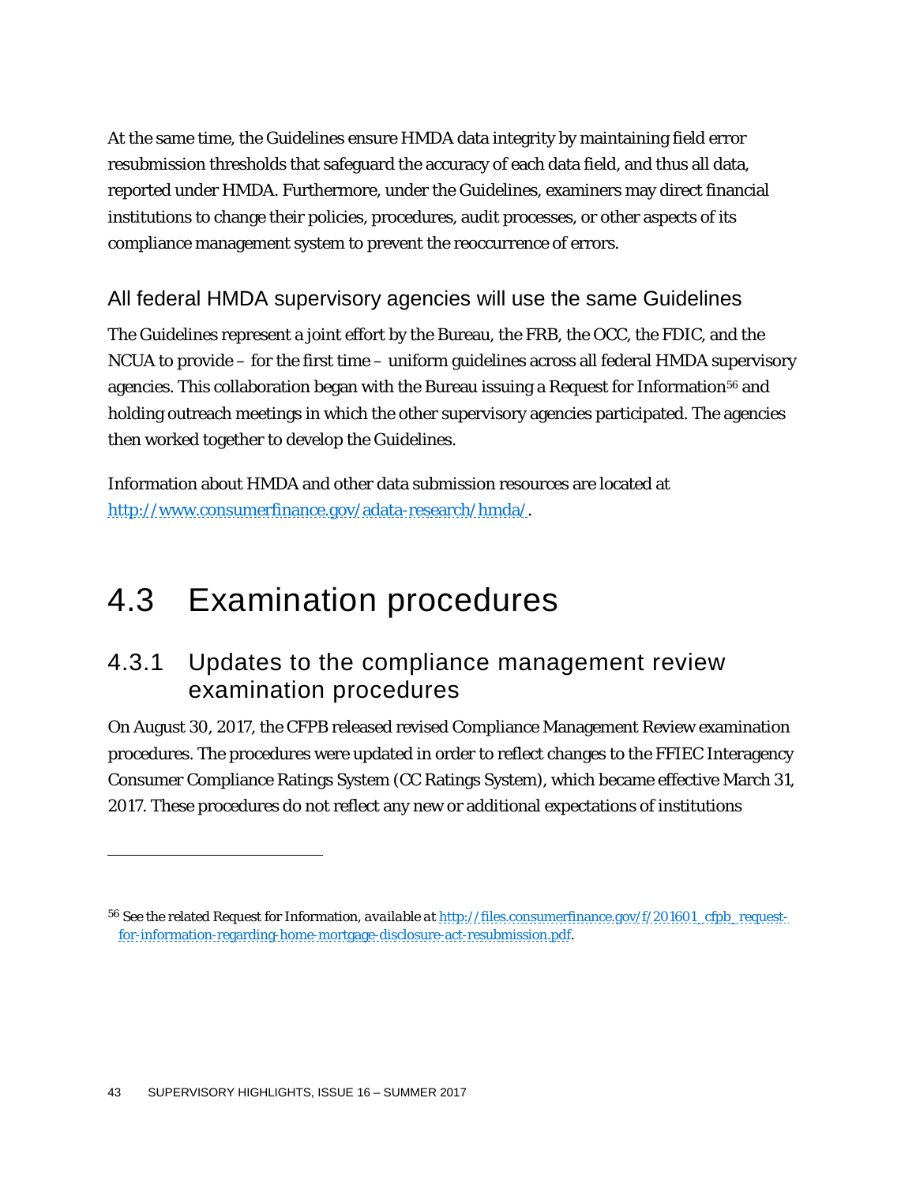At the same time, the Guidelines ensure HMDA data integrity by maintaining field error resubmission thresholds that safeguard the accuracy of each data field, and thus all data, reported under HMDA. Furthermore, under the Guidelines, examiners may direct financial institutions to change their policies, procedures, audit processes, or other aspects of its compliance management system to prevent the reoccurrence of errors.

### All federal HMDA supervisory agencies will use the same Guidelines

The Guidelines represent a joint effort by the Bureau, the FRB, the OCC, the FDIC, and the NCUA to provide – for the first time – uniform guidelines across all federal HMDA supervisory agencies. This collaboration began with the Bureau issuing a Request for Information[56] and holding outreach meetings in which the other supervisory agencies participated. The agencies then worked together to develop the Guidelines.

Information about HMDA and other data submission resources are located at [http://www.consumerfinance.gov/adata-research/hmda/](http://www.consumerfinance.gov/adata-research/hmda/).

# 4.3 Examination procedures

## 4.3.1 Updates to the compliance management review examination procedures

On August 30, 2017, the CFPB released revised Compliance Management Review examination procedures. The procedures were updated in order to reflect changes to the FFIEC Interagency Consumer Compliance Ratings System (CC Ratings System), which became effective March 31, 2017. These procedures do not reflect any new or additional expectations of institutions

---

[56] See the related Request for Information, *available at* [http://files.consumerfinance.gov/f/201601_cfpb_request-for-information-regarding-home-mortgage-disclosure-act-resubmission.pdf](http://files.consumerfinance.gov/f/201601_cfpb_request-for-information-regarding-home-mortgage-disclosure-act-resubmission.pdf).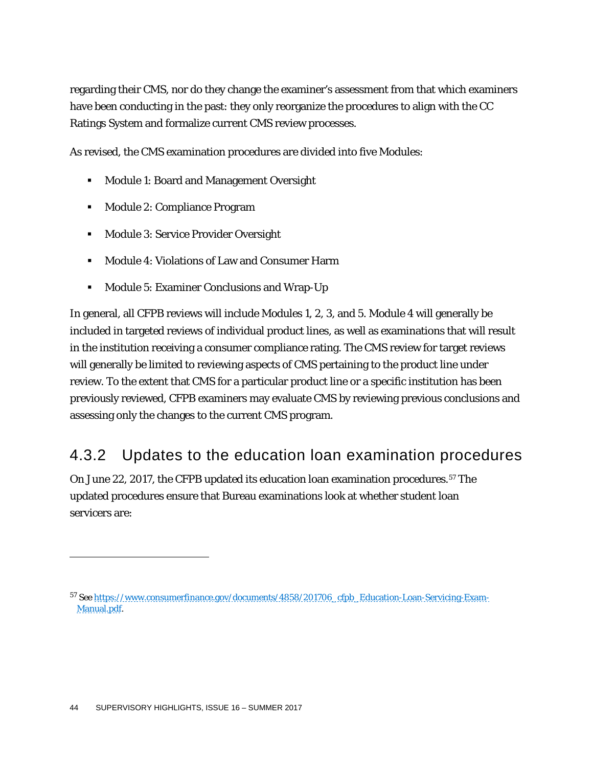regarding their CMS, nor do they change the examiner's assessment from that which examiners have been conducting in the past: they only reorganize the procedures to align with the CC Ratings System and formalize current CMS review processes.

As revised, the CMS examination procedures are divided into five Modules:

- Module 1: Board and Management Oversight
- Module 2: Compliance Program
- Module 3: Service Provider Oversight
- Module 4: Violations of Law and Consumer Harm
- Module 5: Examiner Conclusions and Wrap-Up

In general, all CFPB reviews will include Modules 1, 2, 3, and 5. Module 4 will generally be included in targeted reviews of individual product lines, as well as examinations that will result in the institution receiving a consumer compliance rating. The CMS review for target reviews will generally be limited to reviewing aspects of CMS pertaining to the product line under review. To the extent that CMS for a particular product line or a specific institution has been previously reviewed, CFPB examiners may evaluate CMS by reviewing previous conclusions and assessing only the changes to the current CMS program.

## 4.3.2 Updates to the education loan examination procedures

On June 22, 2017, the CFPB updated its education loan examination procedures.[57] The updated procedures ensure that Bureau examinations look at whether student loan servicers are:

---

[57] See https://www.consumerfinance.gov/documents/4858/201706_cfpb_Education-Loan-Servicing-Exam-Manual.pdf.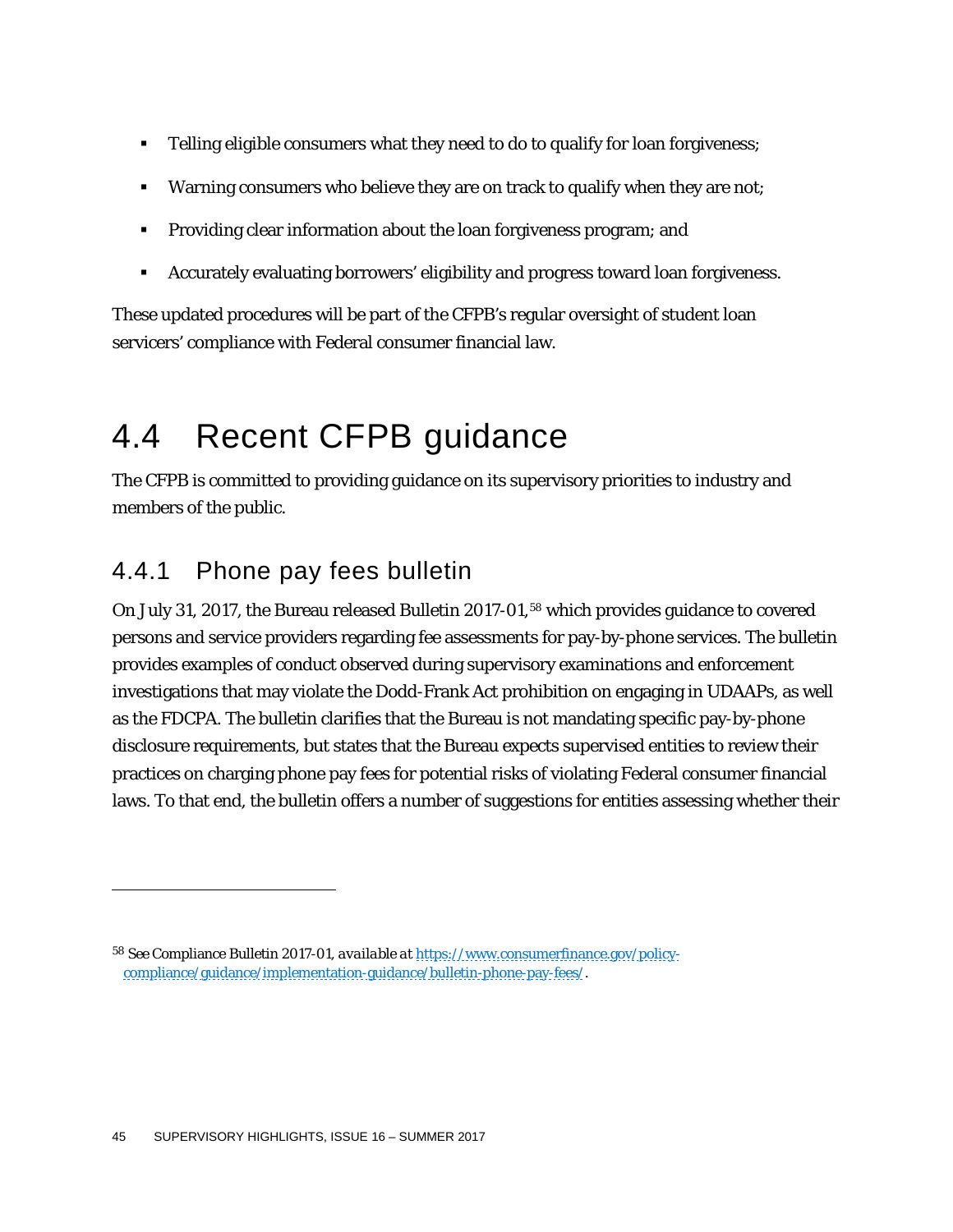- Telling eligible consumers what they need to do to qualify for loan forgiveness;
- Warning consumers who believe they are on track to qualify when they are not;
- Providing clear information about the loan forgiveness program; and
- Accurately evaluating borrowers' eligibility and progress toward loan forgiveness.

These updated procedures will be part of the CFPB's regular oversight of student loan servicers' compliance with Federal consumer financial law.

# 4.4 Recent CFPB guidance

The CFPB is committed to providing guidance on its supervisory priorities to industry and members of the public.

## 4.4.1 Phone pay fees bulletin

On July 31, 2017, the Bureau released Bulletin 2017-01,[58] which provides guidance to covered persons and service providers regarding fee assessments for pay-by-phone services. The bulletin provides examples of conduct observed during supervisory examinations and enforcement investigations that may violate the Dodd-Frank Act prohibition on engaging in UDAAPs, as well as the FDCPA. The bulletin clarifies that the Bureau is not mandating specific pay-by-phone disclosure requirements, but states that the Bureau expects supervised entities to review their practices on charging phone pay fees for potential risks of violating Federal consumer financial laws. To that end, the bulletin offers a number of suggestions for entities assessing whether their

---

[58] *See* Compliance Bulletin 2017-01, *available at* https://www.consumerfinance.gov/policy-compliance/guidance/implementation-guidance/bulletin-phone-pay-fees/.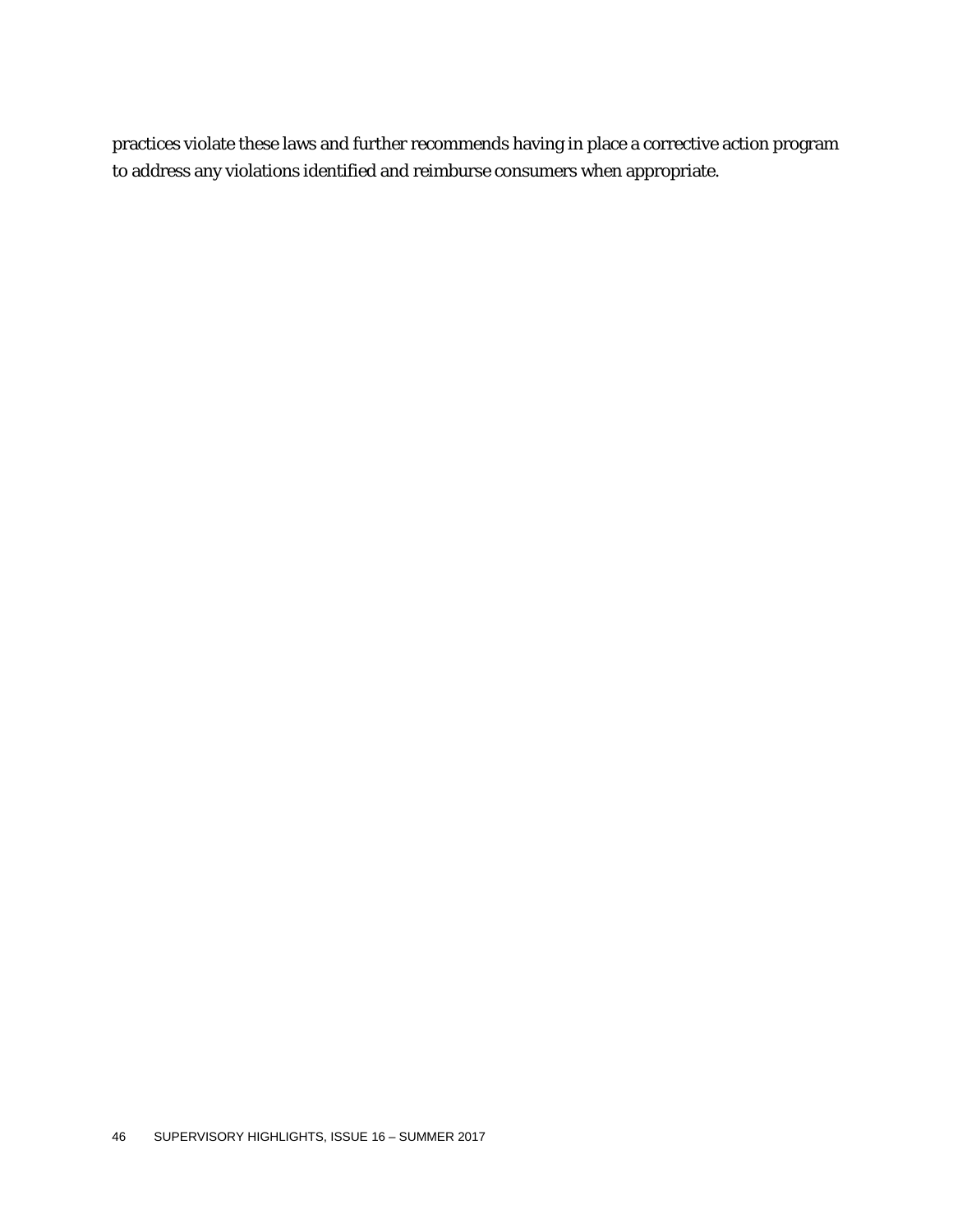practices violate these laws and further recommends having in place a corrective action program to address any violations identified and reimburse consumers when appropriate.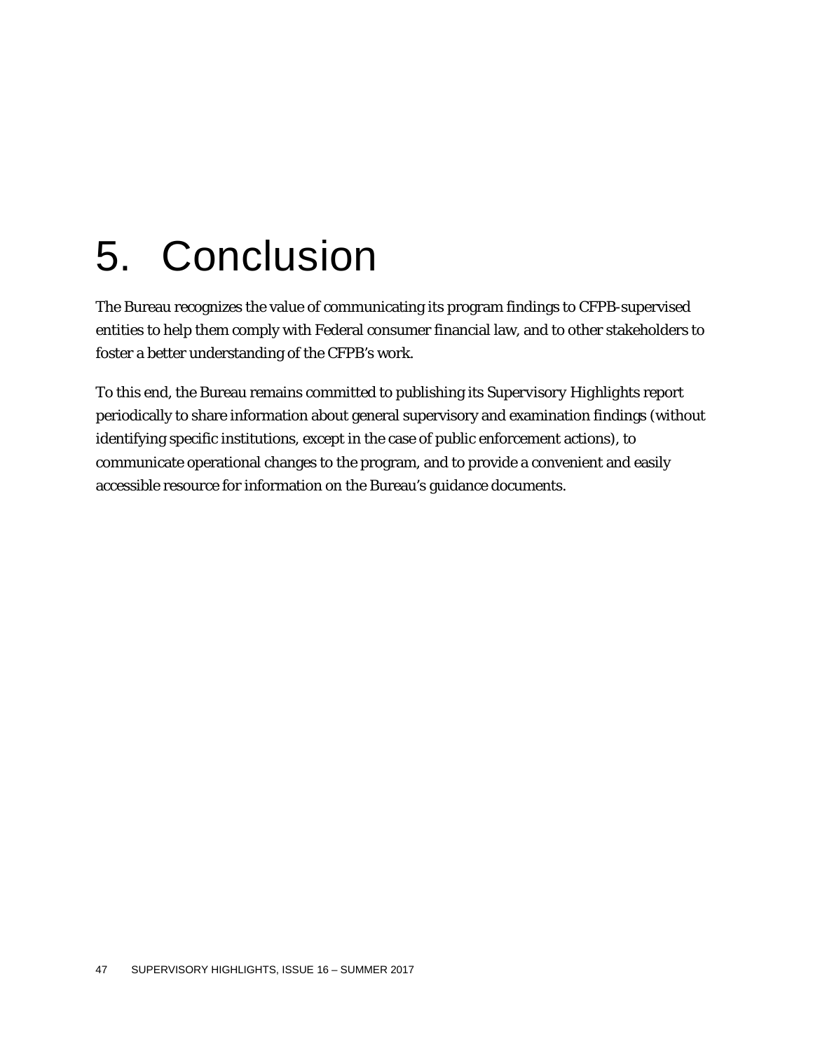# 5. Conclusion

The Bureau recognizes the value of communicating its program findings to CFPB-supervised entities to help them comply with Federal consumer financial law, and to other stakeholders to foster a better understanding of the CFPB's work.

To this end, the Bureau remains committed to publishing its Supervisory Highlights report periodically to share information about general supervisory and examination findings (without identifying specific institutions, except in the case of public enforcement actions), to communicate operational changes to the program, and to provide a convenient and easily accessible resource for information on the Bureau's guidance documents.